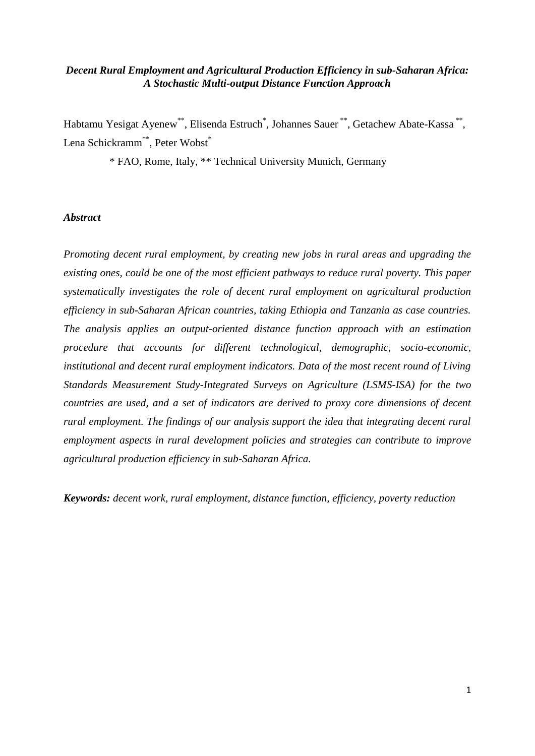***Decent Rural Employment and Agricultural Production Efficiency in sub-Saharan Africa: A Stochastic Multi-output Distance Function Approach***

Habtamu Yesigat Ayenew[**], Elisenda Estruch[*], Johannes Sauer [**], Getachew Abate-Kassa [**], Lena Schickramm[**], Peter Wobst[*]

[*] FAO, Rome, Italy, [**] Technical University Munich, Germany

***Abstract***

*Promoting decent rural employment, by creating new jobs in rural areas and upgrading the existing ones, could be one of the most efficient pathways to reduce rural poverty. This paper systematically investigates the role of decent rural employment on agricultural production efficiency in sub-Saharan African countries, taking Ethiopia and Tanzania as case countries. The analysis applies an output-oriented distance function approach with an estimation procedure that accounts for different technological, demographic, socio-economic, institutional and decent rural employment indicators. Data of the most recent round of Living Standards Measurement Study-Integrated Surveys on Agriculture (LSMS-ISA) for the two countries are used, and a set of indicators are derived to proxy core dimensions of decent rural employment. The findings of our analysis support the idea that integrating decent rural employment aspects in rural development policies and strategies can contribute to improve agricultural production efficiency in sub-Saharan Africa.*

***Keywords:*** *decent work, rural employment, distance function, efficiency, poverty reduction*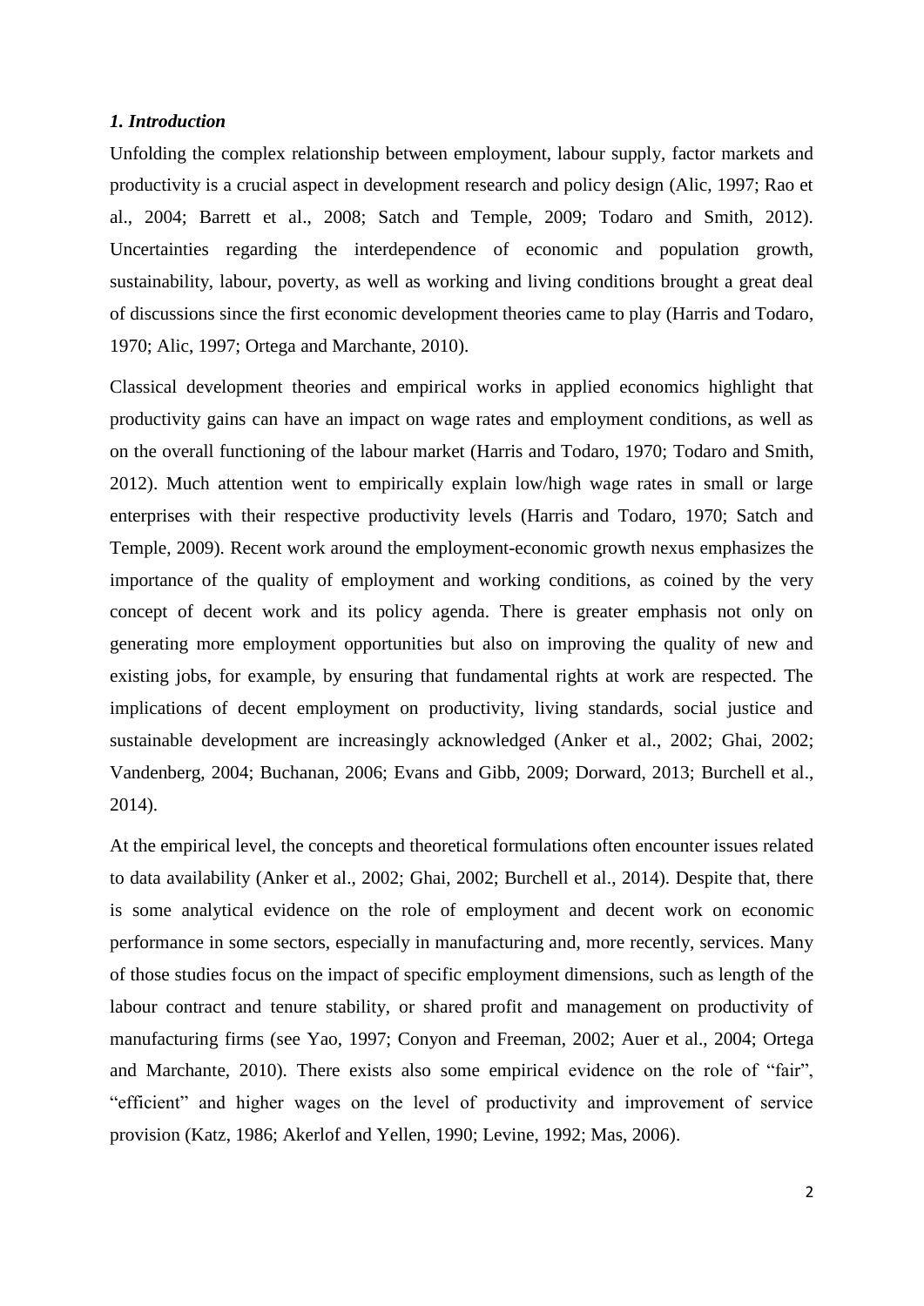### *1. Introduction*

Unfolding the complex relationship between employment, labour supply, factor markets and productivity is a crucial aspect in development research and policy design (Alic, 1997; Rao et al., 2004; Barrett et al., 2008; Satch and Temple, 2009; Todaro and Smith, 2012). Uncertainties regarding the interdependence of economic and population growth, sustainability, labour, poverty, as well as working and living conditions brought a great deal of discussions since the first economic development theories came to play (Harris and Todaro, 1970; Alic, 1997; Ortega and Marchante, 2010).

Classical development theories and empirical works in applied economics highlight that productivity gains can have an impact on wage rates and employment conditions, as well as on the overall functioning of the labour market (Harris and Todaro, 1970; Todaro and Smith, 2012). Much attention went to empirically explain low/high wage rates in small or large enterprises with their respective productivity levels (Harris and Todaro, 1970; Satch and Temple, 2009). Recent work around the employment-economic growth nexus emphasizes the importance of the quality of employment and working conditions, as coined by the very concept of decent work and its policy agenda. There is greater emphasis not only on generating more employment opportunities but also on improving the quality of new and existing jobs, for example, by ensuring that fundamental rights at work are respected. The implications of decent employment on productivity, living standards, social justice and sustainable development are increasingly acknowledged (Anker et al., 2002; Ghai, 2002; Vandenberg, 2004; Buchanan, 2006; Evans and Gibb, 2009; Dorward, 2013; Burchell et al., 2014).

At the empirical level, the concepts and theoretical formulations often encounter issues related to data availability (Anker et al., 2002; Ghai, 2002; Burchell et al., 2014). Despite that, there is some analytical evidence on the role of employment and decent work on economic performance in some sectors, especially in manufacturing and, more recently, services. Many of those studies focus on the impact of specific employment dimensions, such as length of the labour contract and tenure stability, or shared profit and management on productivity of manufacturing firms (see Yao, 1997; Conyon and Freeman, 2002; Auer et al., 2004; Ortega and Marchante, 2010). There exists also some empirical evidence on the role of "fair", "efficient" and higher wages on the level of productivity and improvement of service provision (Katz, 1986; Akerlof and Yellen, 1990; Levine, 1992; Mas, 2006).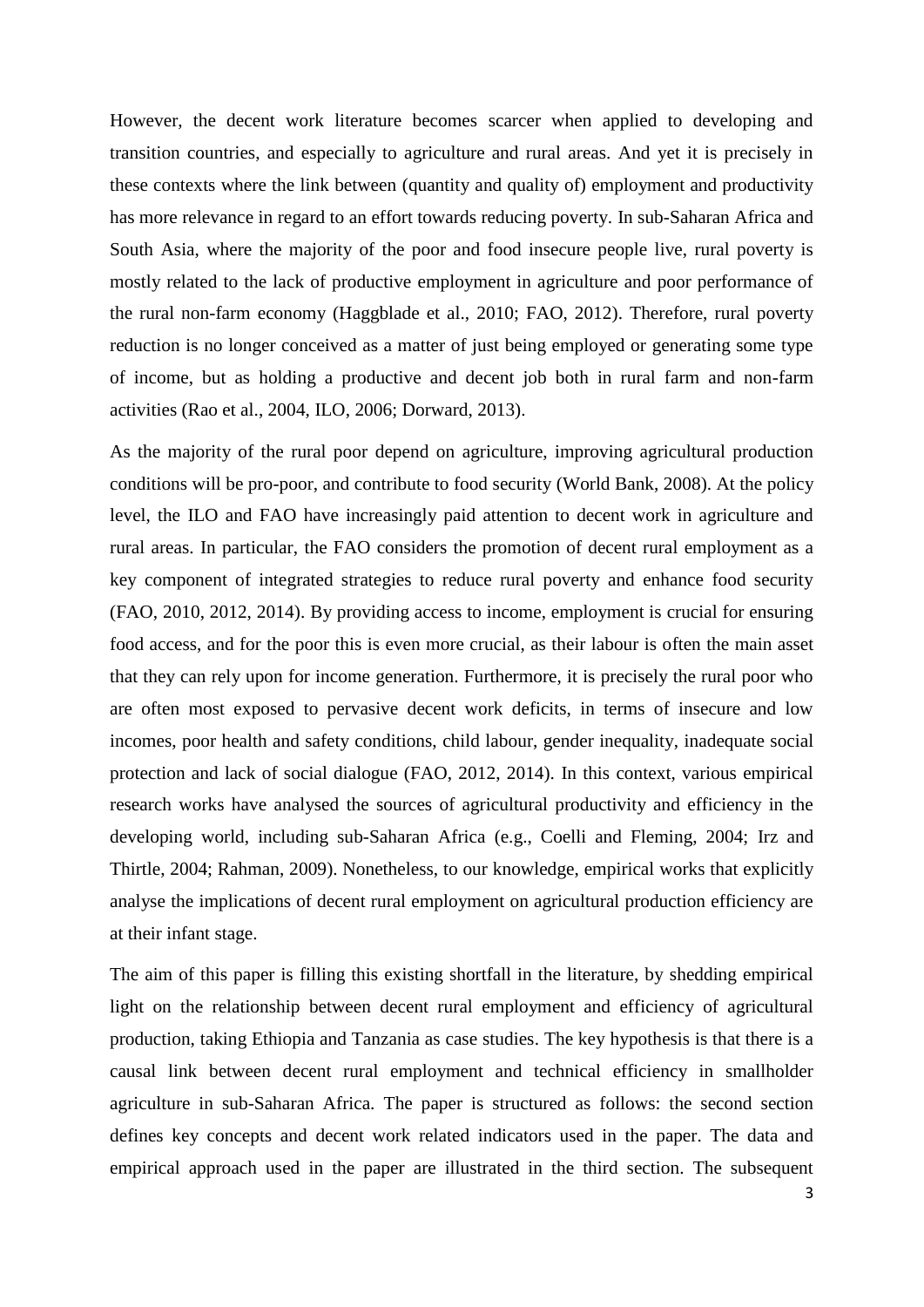However, the decent work literature becomes scarcer when applied to developing and transition countries, and especially to agriculture and rural areas. And yet it is precisely in these contexts where the link between (quantity and quality of) employment and productivity has more relevance in regard to an effort towards reducing poverty. In sub-Saharan Africa and South Asia, where the majority of the poor and food insecure people live, rural poverty is mostly related to the lack of productive employment in agriculture and poor performance of the rural non-farm economy (Haggblade et al., 2010; FAO, 2012). Therefore, rural poverty reduction is no longer conceived as a matter of just being employed or generating some type of income, but as holding a productive and decent job both in rural farm and non-farm activities (Rao et al., 2004, ILO, 2006; Dorward, 2013).

As the majority of the rural poor depend on agriculture, improving agricultural production conditions will be pro-poor, and contribute to food security (World Bank, 2008). At the policy level, the ILO and FAO have increasingly paid attention to decent work in agriculture and rural areas. In particular, the FAO considers the promotion of decent rural employment as a key component of integrated strategies to reduce rural poverty and enhance food security (FAO, 2010, 2012, 2014). By providing access to income, employment is crucial for ensuring food access, and for the poor this is even more crucial, as their labour is often the main asset that they can rely upon for income generation. Furthermore, it is precisely the rural poor who are often most exposed to pervasive decent work deficits, in terms of insecure and low incomes, poor health and safety conditions, child labour, gender inequality, inadequate social protection and lack of social dialogue (FAO, 2012, 2014). In this context, various empirical research works have analysed the sources of agricultural productivity and efficiency in the developing world, including sub-Saharan Africa (e.g., Coelli and Fleming, 2004; Irz and Thirtle, 2004; Rahman, 2009). Nonetheless, to our knowledge, empirical works that explicitly analyse the implications of decent rural employment on agricultural production efficiency are at their infant stage.

The aim of this paper is filling this existing shortfall in the literature, by shedding empirical light on the relationship between decent rural employment and efficiency of agricultural production, taking Ethiopia and Tanzania as case studies. The key hypothesis is that there is a causal link between decent rural employment and technical efficiency in smallholder agriculture in sub-Saharan Africa. The paper is structured as follows: the second section defines key concepts and decent work related indicators used in the paper. The data and empirical approach used in the paper are illustrated in the third section. The subsequent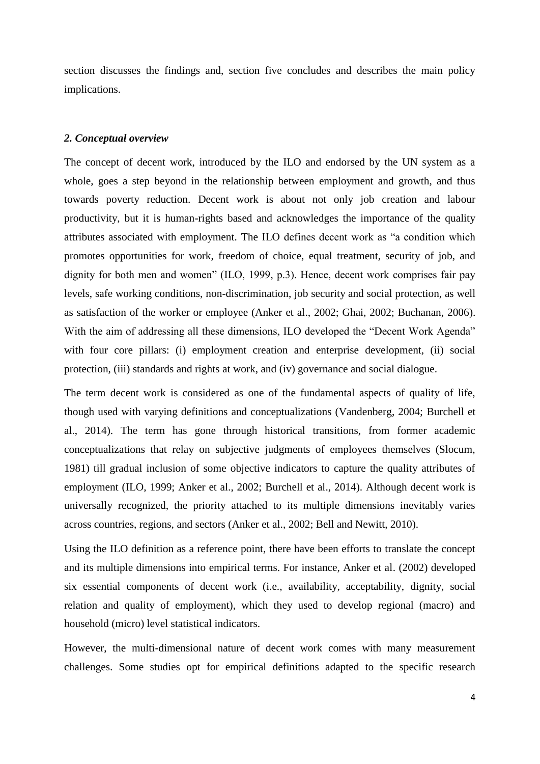section discusses the findings and, section five concludes and describes the main policy implications.

## *2. Conceptual overview*

The concept of decent work, introduced by the ILO and endorsed by the UN system as a whole, goes a step beyond in the relationship between employment and growth, and thus towards poverty reduction. Decent work is about not only job creation and labour productivity, but it is human-rights based and acknowledges the importance of the quality attributes associated with employment. The ILO defines decent work as "a condition which promotes opportunities for work, freedom of choice, equal treatment, security of job, and dignity for both men and women" (ILO, 1999, p.3). Hence, decent work comprises fair pay levels, safe working conditions, non-discrimination, job security and social protection, as well as satisfaction of the worker or employee (Anker et al., 2002; Ghai, 2002; Buchanan, 2006). With the aim of addressing all these dimensions, ILO developed the "Decent Work Agenda" with four core pillars: (i) employment creation and enterprise development, (ii) social protection, (iii) standards and rights at work, and (iv) governance and social dialogue.

The term decent work is considered as one of the fundamental aspects of quality of life, though used with varying definitions and conceptualizations (Vandenberg, 2004; Burchell et al., 2014). The term has gone through historical transitions, from former academic conceptualizations that relay on subjective judgments of employees themselves (Slocum, 1981) till gradual inclusion of some objective indicators to capture the quality attributes of employment (ILO, 1999; Anker et al., 2002; Burchell et al., 2014). Although decent work is universally recognized, the priority attached to its multiple dimensions inevitably varies across countries, regions, and sectors (Anker et al., 2002; Bell and Newitt, 2010).

Using the ILO definition as a reference point, there have been efforts to translate the concept and its multiple dimensions into empirical terms. For instance, Anker et al. (2002) developed six essential components of decent work (i.e., availability, acceptability, dignity, social relation and quality of employment), which they used to develop regional (macro) and household (micro) level statistical indicators.

However, the multi-dimensional nature of decent work comes with many measurement challenges. Some studies opt for empirical definitions adapted to the specific research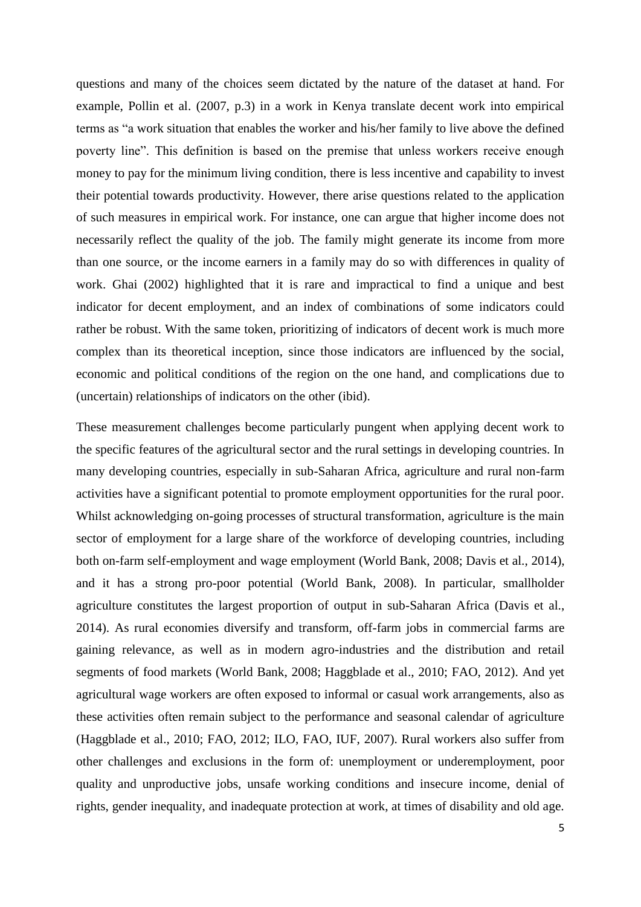questions and many of the choices seem dictated by the nature of the dataset at hand. For example, Pollin et al. (2007, p.3) in a work in Kenya translate decent work into empirical terms as "a work situation that enables the worker and his/her family to live above the defined poverty line". This definition is based on the premise that unless workers receive enough money to pay for the minimum living condition, there is less incentive and capability to invest their potential towards productivity. However, there arise questions related to the application of such measures in empirical work. For instance, one can argue that higher income does not necessarily reflect the quality of the job. The family might generate its income from more than one source, or the income earners in a family may do so with differences in quality of work. Ghai (2002) highlighted that it is rare and impractical to find a unique and best indicator for decent employment, and an index of combinations of some indicators could rather be robust. With the same token, prioritizing of indicators of decent work is much more complex than its theoretical inception, since those indicators are influenced by the social, economic and political conditions of the region on the one hand, and complications due to (uncertain) relationships of indicators on the other (ibid).

These measurement challenges become particularly pungent when applying decent work to the specific features of the agricultural sector and the rural settings in developing countries. In many developing countries, especially in sub-Saharan Africa, agriculture and rural non-farm activities have a significant potential to promote employment opportunities for the rural poor. Whilst acknowledging on-going processes of structural transformation, agriculture is the main sector of employment for a large share of the workforce of developing countries, including both on-farm self-employment and wage employment (World Bank, 2008; Davis et al., 2014), and it has a strong pro-poor potential (World Bank, 2008). In particular, smallholder agriculture constitutes the largest proportion of output in sub-Saharan Africa (Davis et al., 2014). As rural economies diversify and transform, off-farm jobs in commercial farms are gaining relevance, as well as in modern agro-industries and the distribution and retail segments of food markets (World Bank, 2008; Haggblade et al., 2010; FAO, 2012). And yet agricultural wage workers are often exposed to informal or casual work arrangements, also as these activities often remain subject to the performance and seasonal calendar of agriculture (Haggblade et al., 2010; FAO, 2012; ILO, FAO, IUF, 2007). Rural workers also suffer from other challenges and exclusions in the form of: unemployment or underemployment, poor quality and unproductive jobs, unsafe working conditions and insecure income, denial of rights, gender inequality, and inadequate protection at work, at times of disability and old age.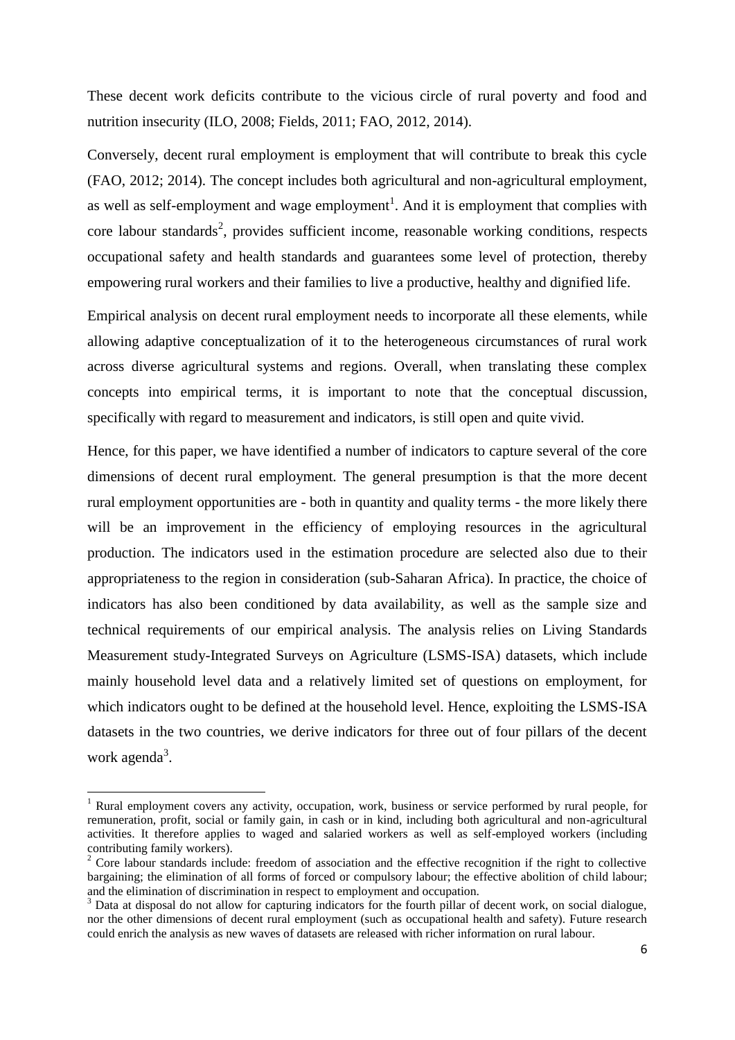These decent work deficits contribute to the vicious circle of rural poverty and food and nutrition insecurity (ILO, 2008; Fields, 2011; FAO, 2012, 2014).

Conversely, decent rural employment is employment that will contribute to break this cycle (FAO, 2012; 2014). The concept includes both agricultural and non-agricultural employment, as well as self-employment and wage employment[1]. And it is employment that complies with core labour standards[2], provides sufficient income, reasonable working conditions, respects occupational safety and health standards and guarantees some level of protection, thereby empowering rural workers and their families to live a productive, healthy and dignified life.

Empirical analysis on decent rural employment needs to incorporate all these elements, while allowing adaptive conceptualization of it to the heterogeneous circumstances of rural work across diverse agricultural systems and regions. Overall, when translating these complex concepts into empirical terms, it is important to note that the conceptual discussion, specifically with regard to measurement and indicators, is still open and quite vivid.

Hence, for this paper, we have identified a number of indicators to capture several of the core dimensions of decent rural employment. The general presumption is that the more decent rural employment opportunities are - both in quantity and quality terms - the more likely there will be an improvement in the efficiency of employing resources in the agricultural production. The indicators used in the estimation procedure are selected also due to their appropriateness to the region in consideration (sub-Saharan Africa). In practice, the choice of indicators has also been conditioned by data availability, as well as the sample size and technical requirements of our empirical analysis. The analysis relies on Living Standards Measurement study-Integrated Surveys on Agriculture (LSMS-ISA) datasets, which include mainly household level data and a relatively limited set of questions on employment, for which indicators ought to be defined at the household level. Hence, exploiting the LSMS-ISA datasets in the two countries, we derive indicators for three out of four pillars of the decent work agenda[3].

---

[1] Rural employment covers any activity, occupation, work, business or service performed by rural people, for remuneration, profit, social or family gain, in cash or in kind, including both agricultural and non-agricultural activities. It therefore applies to waged and salaried workers as well as self-employed workers (including contributing family workers).

[2] Core labour standards include: freedom of association and the effective recognition if the right to collective bargaining; the elimination of all forms of forced or compulsory labour; the effective abolition of child labour; and the elimination of discrimination in respect to employment and occupation.

[3] Data at disposal do not allow for capturing indicators for the fourth pillar of decent work, on social dialogue, nor the other dimensions of decent rural employment (such as occupational health and safety). Future research could enrich the analysis as new waves of datasets are released with richer information on rural labour.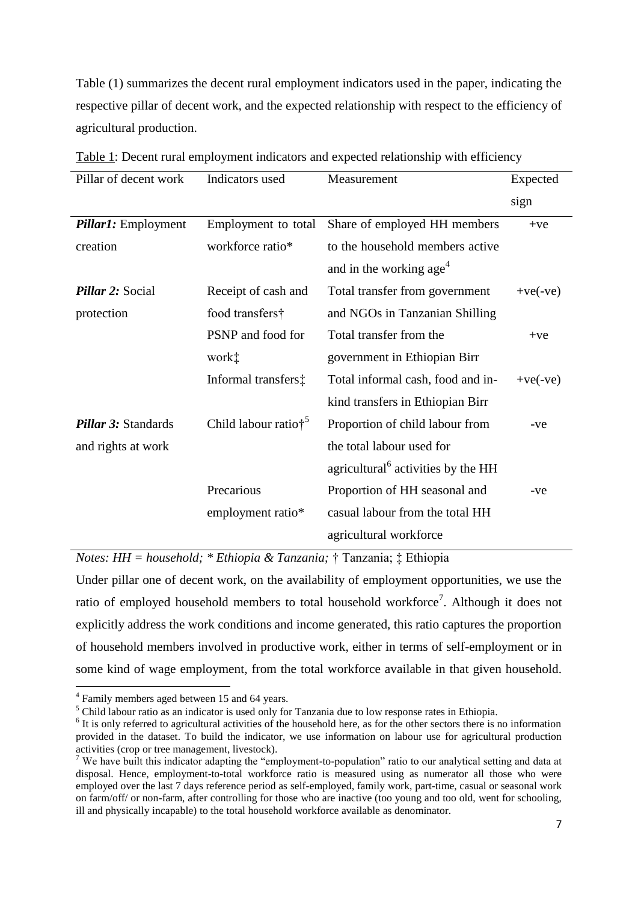Table (1) summarizes the decent rural employment indicators used in the paper, indicating the respective pillar of decent work, and the expected relationship with respect to the efficiency of agricultural production.

Table 1: Decent rural employment indicators and expected relationship with efficiency

| Pillar of decent work | Indicators used | Measurement | Expected sign |
|---|---|---|---|
| ***Pillar1:*** Employment creation | Employment to total workforce ratio* | Share of employed HH members to the household members active and in the working age[4] | +ve |
| ***Pillar 2:*** Social protection | Receipt of cash and food transfers† | Total transfer from government and NGOs in Tanzanian Shilling | +ve(-ve) |
| | PSNP and food for work‡ | Total transfer from the government in Ethiopian Birr | +ve |
| | Informal transfers‡ | Total informal cash, food and in-kind transfers in Ethiopian Birr | +ve(-ve) |
| ***Pillar 3:*** Standards and rights at work | Child labour ratio†[5] | Proportion of child labour from the total labour used for agricultural[6] activities by the HH | -ve |
| | Precarious employment ratio* | Proportion of HH seasonal and casual labour from the total HH agricultural workforce | -ve |

*Notes: HH = household; * Ethiopia & Tanzania;* † Tanzania; ‡ Ethiopia

Under pillar one of decent work, on the availability of employment opportunities, we use the ratio of employed household members to total household workforce[7]. Although it does not explicitly address the work conditions and income generated, this ratio captures the proportion of household members involved in productive work, either in terms of self-employment or in some kind of wage employment, from the total workforce available in that given household.

[4] Family members aged between 15 and 64 years.

[5] Child labour ratio as an indicator is used only for Tanzania due to low response rates in Ethiopia.

[6] It is only referred to agricultural activities of the household here, as for the other sectors there is no information provided in the dataset. To build the indicator, we use information on labour use for agricultural production activities (crop or tree management, livestock).

[7] We have built this indicator adapting the "employment-to-population" ratio to our analytical setting and data at disposal. Hence, employment-to-total workforce ratio is measured using as numerator all those who were employed over the last 7 days reference period as self-employed, family work, part-time, casual or seasonal work on farm/off/ or non-farm, after controlling for those who are inactive (too young and too old, went for schooling, ill and physically incapable) to the total household workforce available as denominator.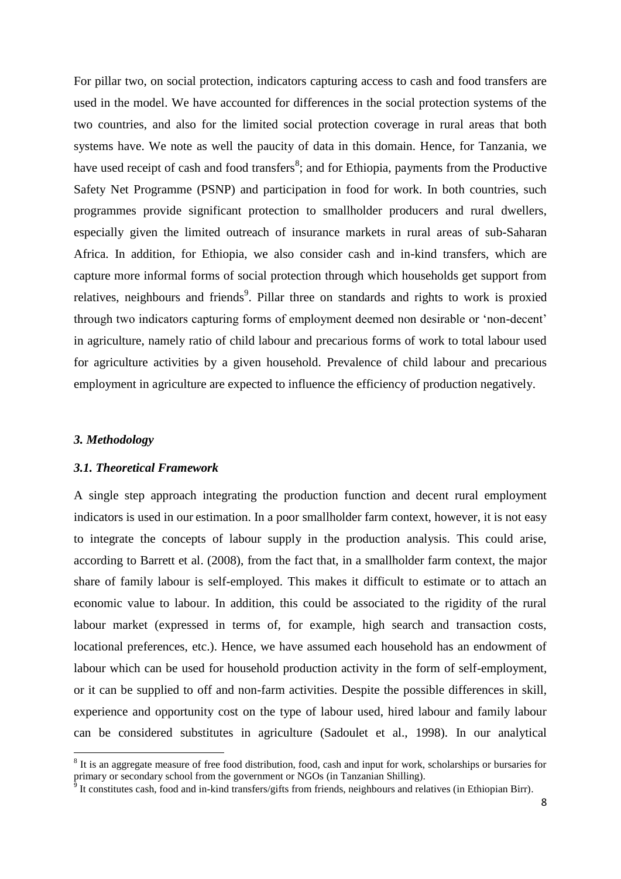For pillar two, on social protection, indicators capturing access to cash and food transfers are used in the model. We have accounted for differences in the social protection systems of the two countries, and also for the limited social protection coverage in rural areas that both systems have. We note as well the paucity of data in this domain. Hence, for Tanzania, we have used receipt of cash and food transfers[8]; and for Ethiopia, payments from the Productive Safety Net Programme (PSNP) and participation in food for work. In both countries, such programmes provide significant protection to smallholder producers and rural dwellers, especially given the limited outreach of insurance markets in rural areas of sub-Saharan Africa. In addition, for Ethiopia, we also consider cash and in-kind transfers, which are capture more informal forms of social protection through which households get support from relatives, neighbours and friends[9]. Pillar three on standards and rights to work is proxied through two indicators capturing forms of employment deemed non desirable or 'non-decent' in agriculture, namely ratio of child labour and precarious forms of work to total labour used for agriculture activities by a given household. Prevalence of child labour and precarious employment in agriculture are expected to influence the efficiency of production negatively.

### *3. Methodology*

### *3.1. Theoretical Framework*

A single step approach integrating the production function and decent rural employment indicators is used in our estimation. In a poor smallholder farm context, however, it is not easy to integrate the concepts of labour supply in the production analysis. This could arise, according to Barrett et al. (2008), from the fact that, in a smallholder farm context, the major share of family labour is self-employed. This makes it difficult to estimate or to attach an economic value to labour. In addition, this could be associated to the rigidity of the rural labour market (expressed in terms of, for example, high search and transaction costs, locational preferences, etc.). Hence, we have assumed each household has an endowment of labour which can be used for household production activity in the form of self-employment, or it can be supplied to off and non-farm activities. Despite the possible differences in skill, experience and opportunity cost on the type of labour used, hired labour and family labour can be considered substitutes in agriculture (Sadoulet et al., 1998). In our analytical

---

[8] It is an aggregate measure of free food distribution, food, cash and input for work, scholarships or bursaries for primary or secondary school from the government or NGOs (in Tanzanian Shilling).

[9] It constitutes cash, food and in-kind transfers/gifts from friends, neighbours and relatives (in Ethiopian Birr).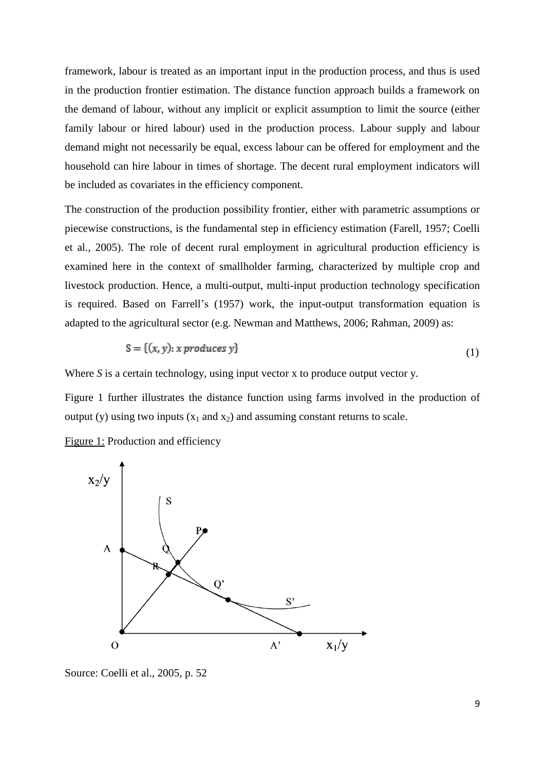framework, labour is treated as an important input in the production process, and thus is used in the production frontier estimation. The distance function approach builds a framework on the demand of labour, without any implicit or explicit assumption to limit the source (either family labour or hired labour) used in the production process. Labour supply and labour demand might not necessarily be equal, excess labour can be offered for employment and the household can hire labour in times of shortage. The decent rural employment indicators will be included as covariates in the efficiency component.

The construction of the production possibility frontier, either with parametric assumptions or piecewise constructions, is the fundamental step in efficiency estimation (Farell, 1957; Coelli et al., 2005). The role of decent rural employment in agricultural production efficiency is examined here in the context of smallholder farming, characterized by multiple crop and livestock production. Hence, a multi-output, multi-input production technology specification is required. Based on Farrell's (1957) work, the input-output transformation equation is adapted to the agricultural sector (e.g. Newman and Matthews, 2006; Rahman, 2009) as:

$$S = \{(x, y): x \; produces \; y\} \tag{1}$$

Where *S* is a certain technology, using input vector x to produce output vector y.

Figure 1 further illustrates the distance function using farms involved in the production of output (y) using two inputs ($x_1$ and $x_2$) and assuming constant returns to scale.

Figure 1: Production and efficiency

Source: Coelli et al., 2005, p. 52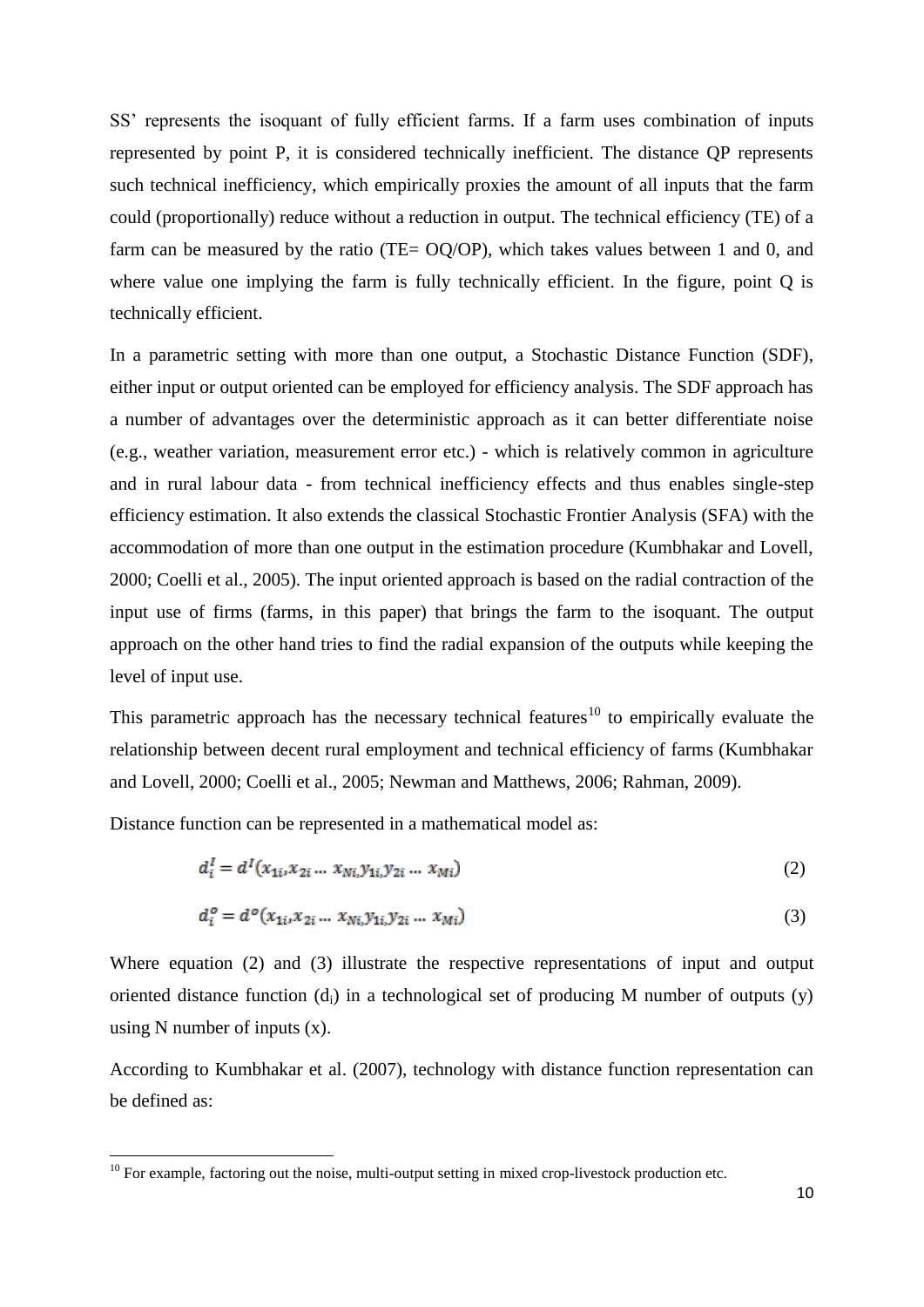SS' represents the isoquant of fully efficient farms. If a farm uses combination of inputs represented by point P, it is considered technically inefficient. The distance QP represents such technical inefficiency, which empirically proxies the amount of all inputs that the farm could (proportionally) reduce without a reduction in output. The technical efficiency (TE) of a farm can be measured by the ratio (TE= OQ/OP), which takes values between 1 and 0, and where value one implying the farm is fully technically efficient. In the figure, point Q is technically efficient.

In a parametric setting with more than one output, a Stochastic Distance Function (SDF), either input or output oriented can be employed for efficiency analysis. The SDF approach has a number of advantages over the deterministic approach as it can better differentiate noise (e.g., weather variation, measurement error etc.) - which is relatively common in agriculture and in rural labour data - from technical inefficiency effects and thus enables single-step efficiency estimation. It also extends the classical Stochastic Frontier Analysis (SFA) with the accommodation of more than one output in the estimation procedure (Kumbhakar and Lovell, 2000; Coelli et al., 2005). The input oriented approach is based on the radial contraction of the input use of firms (farms, in this paper) that brings the farm to the isoquant. The output approach on the other hand tries to find the radial expansion of the outputs while keeping the level of input use.

This parametric approach has the necessary technical features[10] to empirically evaluate the relationship between decent rural employment and technical efficiency of farms (Kumbhakar and Lovell, 2000; Coelli et al., 2005; Newman and Matthews, 2006; Rahman, 2009).

Distance function can be represented in a mathematical model as:

$$d_i^I = d^I(x_{1i}, x_{2i} \ldots x_{Ni}, y_{1i}, y_{2i} \ldots x_{Mi}) \tag{2}$$

$$d_i^o = d^o(x_{1i}, x_{2i} \ldots x_{Ni}, y_{1i}, y_{2i} \ldots x_{Mi}) \tag{3}$$

Where equation (2) and (3) illustrate the respective representations of input and output oriented distance function ($d_i$) in a technological set of producing M number of outputs (y) using N number of inputs (x).

According to Kumbhakar et al. (2007), technology with distance function representation can be defined as:

[10] For example, factoring out the noise, multi-output setting in mixed crop-livestock production etc.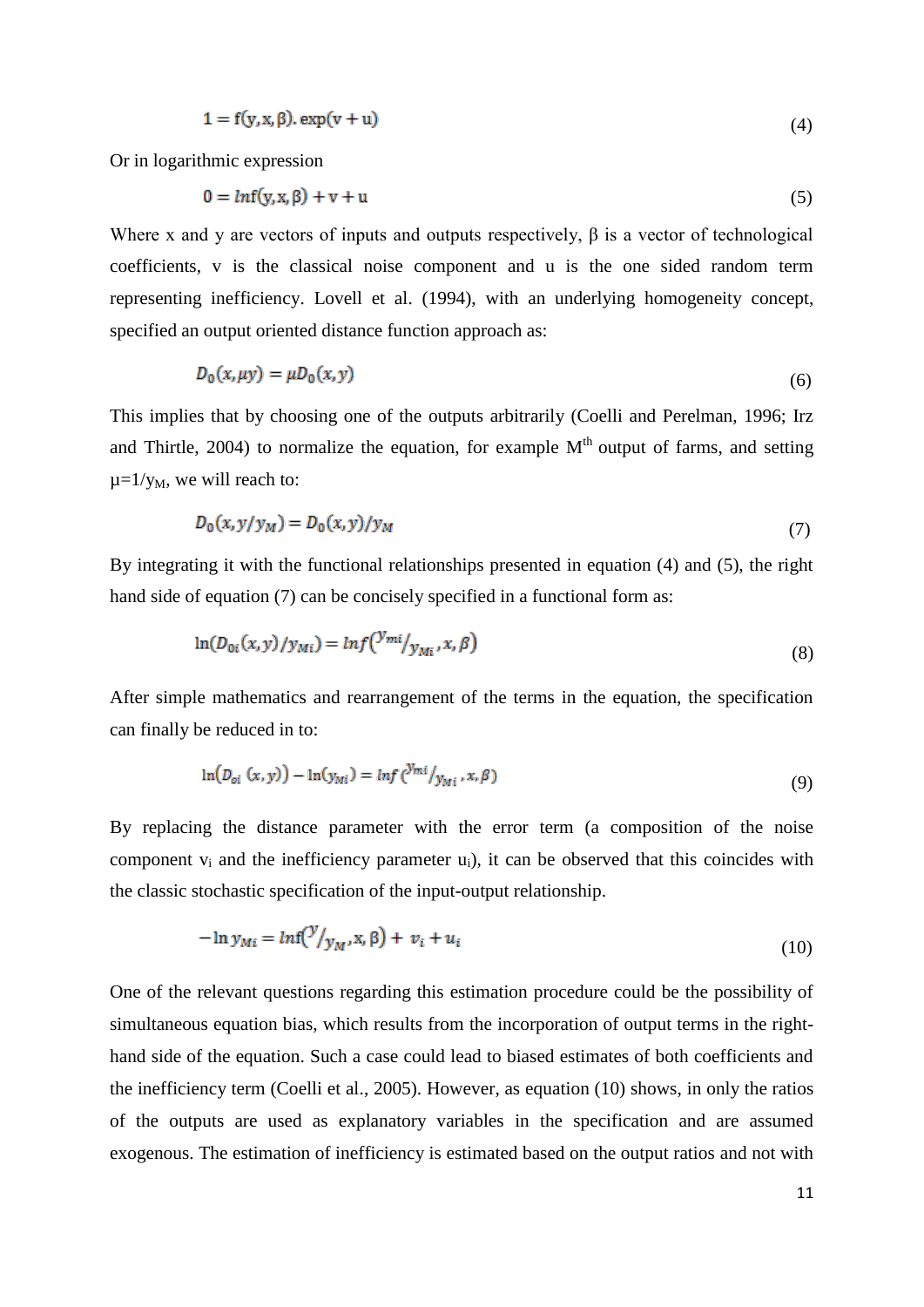$$1 = \mathrm{f}(\mathrm{y}, \mathrm{x}, \beta).\exp(\mathrm{v} + \mathrm{u}) \tag{4}$$

Or in logarithmic expression

$$0 = ln\mathrm{f}(\mathrm{y}, \mathrm{x}, \beta) + \mathrm{v} + \mathrm{u} \tag{5}$$

Where x and y are vectors of inputs and outputs respectively, β is a vector of technological coefficients, v is the classical noise component and u is the one sided random term representing inefficiency. Lovell et al. (1994), with an underlying homogeneity concept, specified an output oriented distance function approach as:

$$D_0(x, \mu y) = \mu D_0(x, y) \tag{6}$$

This implies that by choosing one of the outputs arbitrarily (Coelli and Perelman, 1996; Irz and Thirtle, 2004) to normalize the equation, for example M[th] output of farms, and setting $\mu = 1/y_M$, we will reach to:

$$D_0(x, y/y_M) = D_0(x, y)/y_M \tag{7}$$

By integrating it with the functional relationships presented in equation (4) and (5), the right hand side of equation (7) can be concisely specified in a functional form as:

$$\ln(D_{0i}(x, y)/y_{Mi}) = lnf\left({}^{y_{mi}}/_{y_{Mi}}, x, \beta\right) \tag{8}$$

After simple mathematics and rearrangement of the terms in the equation, the specification can finally be reduced in to:

$$\ln\left(D_{0i}\ (x, y)\right) - \ln(y_{Mi}) = lnf\left({}^{y_{mi}}/_{y_{Mi}}, x, \beta\right) \tag{9}$$

By replacing the distance parameter with the error term (a composition of the noise component $v_i$ and the inefficiency parameter $u_i$), it can be observed that this coincides with the classic stochastic specification of the input-output relationship.

$$-\ln y_{Mi} = ln\mathrm{f}\left({}^{\mathrm{y}}/_{y_M}, \mathrm{x}, \beta\right) + v_i + u_i \tag{10}$$

One of the relevant questions regarding this estimation procedure could be the possibility of simultaneous equation bias, which results from the incorporation of output terms in the right-hand side of the equation. Such a case could lead to biased estimates of both coefficients and the inefficiency term (Coelli et al., 2005). However, as equation (10) shows, in only the ratios of the outputs are used as explanatory variables in the specification and are assumed exogenous. The estimation of inefficiency is estimated based on the output ratios and not with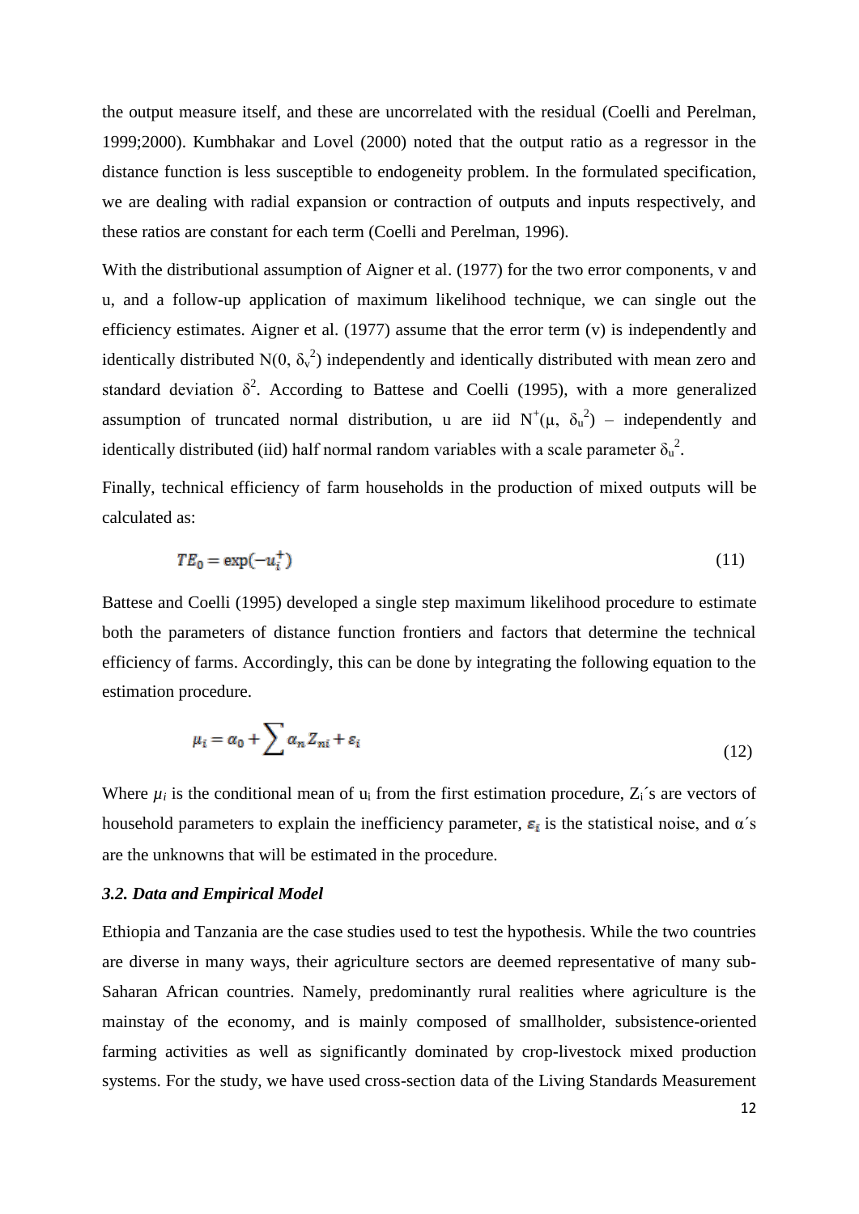the output measure itself, and these are uncorrelated with the residual (Coelli and Perelman, 1999;2000). Kumbhakar and Lovel (2000) noted that the output ratio as a regressor in the distance function is less susceptible to endogeneity problem. In the formulated specification, we are dealing with radial expansion or contraction of outputs and inputs respectively, and these ratios are constant for each term (Coelli and Perelman, 1996).

With the distributional assumption of Aigner et al. (1977) for the two error components, v and u, and a follow-up application of maximum likelihood technique, we can single out the efficiency estimates. Aigner et al. (1977) assume that the error term (v) is independently and identically distributed $N(0, \delta_v^2)$ independently and identically distributed with mean zero and standard deviation $\delta^2$. According to Battese and Coelli (1995), with a more generalized assumption of truncated normal distribution, u are iid $N^+(\mu, \delta_u^2)$ – independently and identically distributed (iid) half normal random variables with a scale parameter $\delta_u^2$.

Finally, technical efficiency of farm households in the production of mixed outputs will be calculated as:

$$TE_0 = \exp(-u_i^+) \tag{11}$$

Battese and Coelli (1995) developed a single step maximum likelihood procedure to estimate both the parameters of distance function frontiers and factors that determine the technical efficiency of farms. Accordingly, this can be done by integrating the following equation to the estimation procedure.

$$\mu_i = \alpha_0 + \sum \alpha_n Z_{ni} + \varepsilon_i \tag{12}$$

Where $\mu_i$ is the conditional mean of $u_i$ from the first estimation procedure, $Z_i$´s are vectors of household parameters to explain the inefficiency parameter, $\varepsilon_i$ is the statistical noise, and α´s are the unknowns that will be estimated in the procedure.

### *3.2. Data and Empirical Model*

Ethiopia and Tanzania are the case studies used to test the hypothesis. While the two countries are diverse in many ways, their agriculture sectors are deemed representative of many sub-Saharan African countries. Namely, predominantly rural realities where agriculture is the mainstay of the economy, and is mainly composed of smallholder, subsistence-oriented farming activities as well as significantly dominated by crop-livestock mixed production systems. For the study, we have used cross-section data of the Living Standards Measurement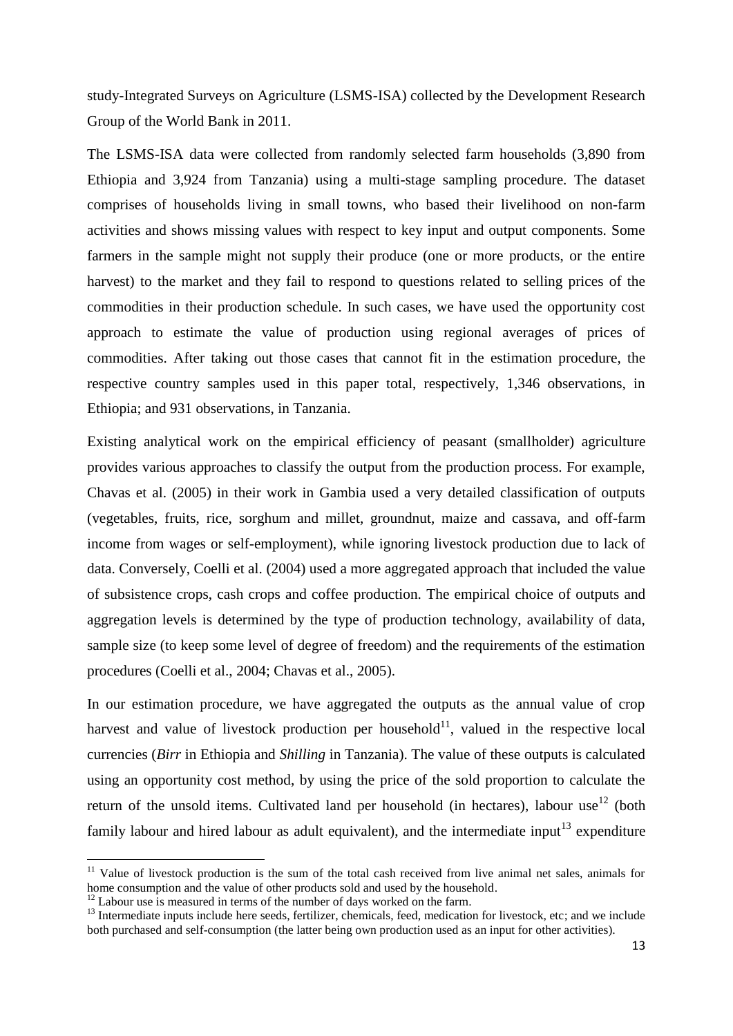study-Integrated Surveys on Agriculture (LSMS-ISA) collected by the Development Research Group of the World Bank in 2011.

The LSMS-ISA data were collected from randomly selected farm households (3,890 from Ethiopia and 3,924 from Tanzania) using a multi-stage sampling procedure. The dataset comprises of households living in small towns, who based their livelihood on non-farm activities and shows missing values with respect to key input and output components. Some farmers in the sample might not supply their produce (one or more products, or the entire harvest) to the market and they fail to respond to questions related to selling prices of the commodities in their production schedule. In such cases, we have used the opportunity cost approach to estimate the value of production using regional averages of prices of commodities. After taking out those cases that cannot fit in the estimation procedure, the respective country samples used in this paper total, respectively, 1,346 observations, in Ethiopia; and 931 observations, in Tanzania.

Existing analytical work on the empirical efficiency of peasant (smallholder) agriculture provides various approaches to classify the output from the production process. For example, Chavas et al. (2005) in their work in Gambia used a very detailed classification of outputs (vegetables, fruits, rice, sorghum and millet, groundnut, maize and cassava, and off-farm income from wages or self-employment), while ignoring livestock production due to lack of data. Conversely, Coelli et al. (2004) used a more aggregated approach that included the value of subsistence crops, cash crops and coffee production. The empirical choice of outputs and aggregation levels is determined by the type of production technology, availability of data, sample size (to keep some level of degree of freedom) and the requirements of the estimation procedures (Coelli et al., 2004; Chavas et al., 2005).

In our estimation procedure, we have aggregated the outputs as the annual value of crop harvest and value of livestock production per household[11], valued in the respective local currencies (*Birr* in Ethiopia and *Shilling* in Tanzania). The value of these outputs is calculated using an opportunity cost method, by using the price of the sold proportion to calculate the return of the unsold items. Cultivated land per household (in hectares), labour use[12] (both family labour and hired labour as adult equivalent), and the intermediate input[13] expenditure

---

[11] Value of livestock production is the sum of the total cash received from live animal net sales, animals for home consumption and the value of other products sold and used by the household.

[12] Labour use is measured in terms of the number of days worked on the farm.

[13] Intermediate inputs include here seeds, fertilizer, chemicals, feed, medication for livestock, etc; and we include both purchased and self-consumption (the latter being own production used as an input for other activities).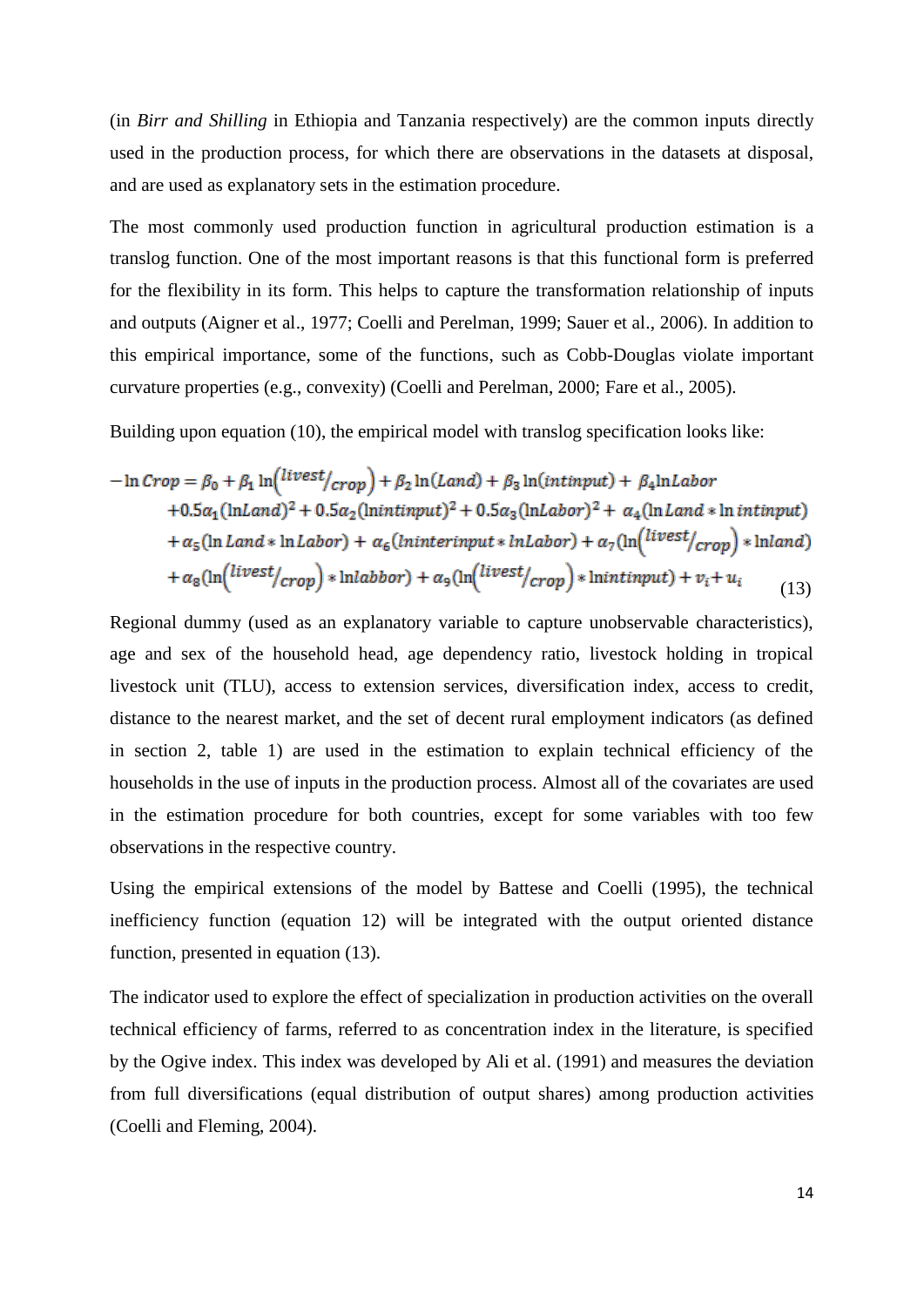(in *Birr and Shilling* in Ethiopia and Tanzania respectively) are the common inputs directly used in the production process, for which there are observations in the datasets at disposal, and are used as explanatory sets in the estimation procedure.

The most commonly used production function in agricultural production estimation is a translog function. One of the most important reasons is that this functional form is preferred for the flexibility in its form. This helps to capture the transformation relationship of inputs and outputs (Aigner et al., 1977; Coelli and Perelman, 1999; Sauer et al., 2006). In addition to this empirical importance, some of the functions, such as Cobb-Douglas violate important curvature properties (e.g., convexity) (Coelli and Perelman, 2000; Fare et al., 2005).

Building upon equation (10), the empirical model with translog specification looks like:

$$
\begin{aligned}
-\ln Crop = {} & \beta_0 + \beta_1 \ln\left(\frac{livest}{crop}\right) + \beta_2 \ln(Land) + \beta_3 \ln(intinput) + \beta_4 \ln Labor \\
& + 0.5\alpha_1(\ln Land)^2 + 0.5\alpha_2(\ln intinput)^2 + 0.5\alpha_3(\ln Labor)^2 + \alpha_4(\ln Land * \ln intinput) \\
& + \alpha_5(\ln Land * \ln Labor) + \alpha_6(lninterinput * lnLabor) + \alpha_7\left(\ln\left(\frac{livest}{crop}\right) * \ln land\right) \\
& + \alpha_8\left(\ln\left(\frac{livest}{crop}\right) * \ln labbor\right) + \alpha_9\left(\ln\left(\frac{livest}{crop}\right) * \ln intinput\right) + v_i + u_i \qquad (13)
\end{aligned}
$$

Regional dummy (used as an explanatory variable to capture unobservable characteristics), age and sex of the household head, age dependency ratio, livestock holding in tropical livestock unit (TLU), access to extension services, diversification index, access to credit, distance to the nearest market, and the set of decent rural employment indicators (as defined in section 2, table 1) are used in the estimation to explain technical efficiency of the households in the use of inputs in the production process. Almost all of the covariates are used in the estimation procedure for both countries, except for some variables with too few observations in the respective country.

Using the empirical extensions of the model by Battese and Coelli (1995), the technical inefficiency function (equation 12) will be integrated with the output oriented distance function, presented in equation (13).

The indicator used to explore the effect of specialization in production activities on the overall technical efficiency of farms, referred to as concentration index in the literature, is specified by the Ogive index. This index was developed by Ali et al. (1991) and measures the deviation from full diversifications (equal distribution of output shares) among production activities (Coelli and Fleming, 2004).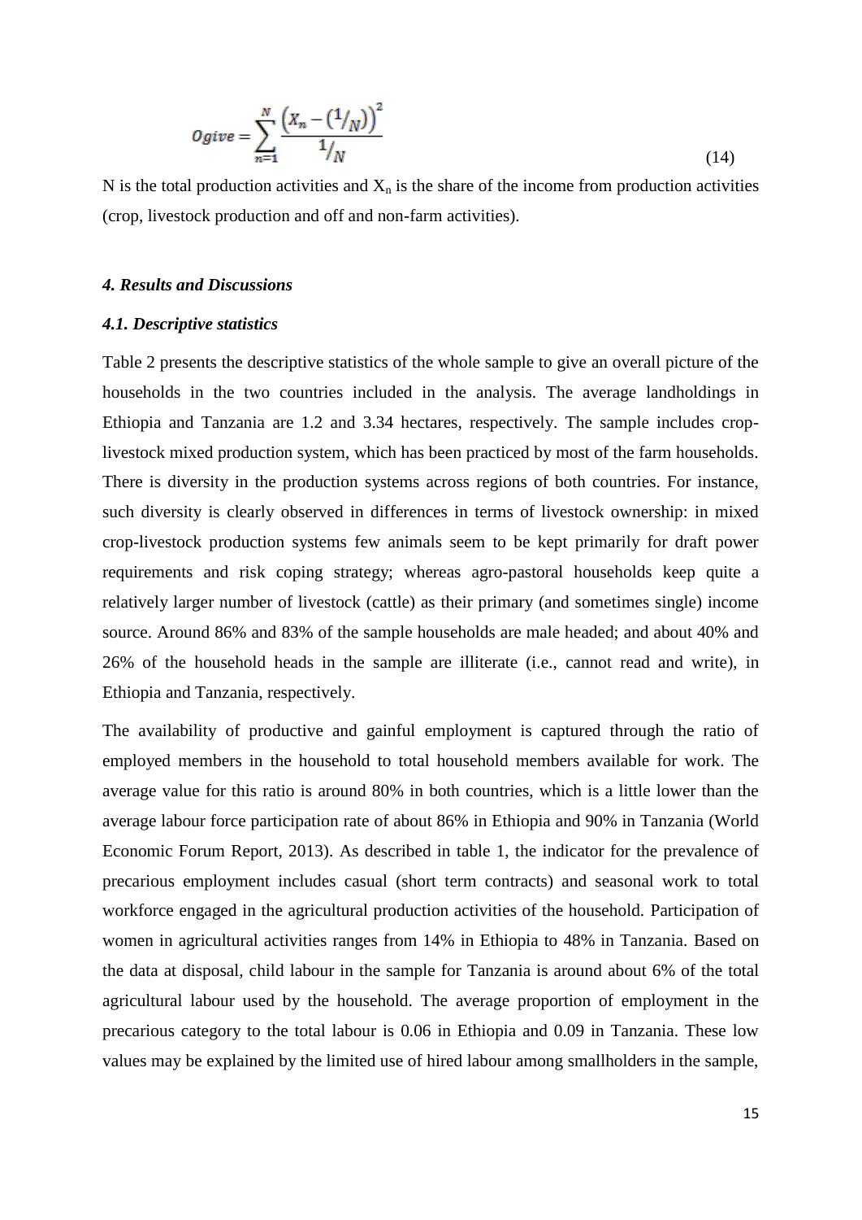$$Ogive = \sum_{n=1}^{N} \frac{\left(X_n - \left({}^{1}/_{N}\right)\right)^2}{{}^{1}/_{N}} \tag{14}$$

N is the total production activities and $X_n$ is the share of the income from production activities (crop, livestock production and off and non-farm activities).

### *4. Results and Discussions*

#### *4.1. Descriptive statistics*

Table 2 presents the descriptive statistics of the whole sample to give an overall picture of the households in the two countries included in the analysis. The average landholdings in Ethiopia and Tanzania are 1.2 and 3.34 hectares, respectively. The sample includes crop-livestock mixed production system, which has been practiced by most of the farm households. There is diversity in the production systems across regions of both countries. For instance, such diversity is clearly observed in differences in terms of livestock ownership: in mixed crop-livestock production systems few animals seem to be kept primarily for draft power requirements and risk coping strategy; whereas agro-pastoral households keep quite a relatively larger number of livestock (cattle) as their primary (and sometimes single) income source. Around 86% and 83% of the sample households are male headed; and about 40% and 26% of the household heads in the sample are illiterate (i.e., cannot read and write), in Ethiopia and Tanzania, respectively.

The availability of productive and gainful employment is captured through the ratio of employed members in the household to total household members available for work. The average value for this ratio is around 80% in both countries, which is a little lower than the average labour force participation rate of about 86% in Ethiopia and 90% in Tanzania (World Economic Forum Report, 2013). As described in table 1, the indicator for the prevalence of precarious employment includes casual (short term contracts) and seasonal work to total workforce engaged in the agricultural production activities of the household. Participation of women in agricultural activities ranges from 14% in Ethiopia to 48% in Tanzania. Based on the data at disposal, child labour in the sample for Tanzania is around about 6% of the total agricultural labour used by the household. The average proportion of employment in the precarious category to the total labour is 0.06 in Ethiopia and 0.09 in Tanzania. These low values may be explained by the limited use of hired labour among smallholders in the sample,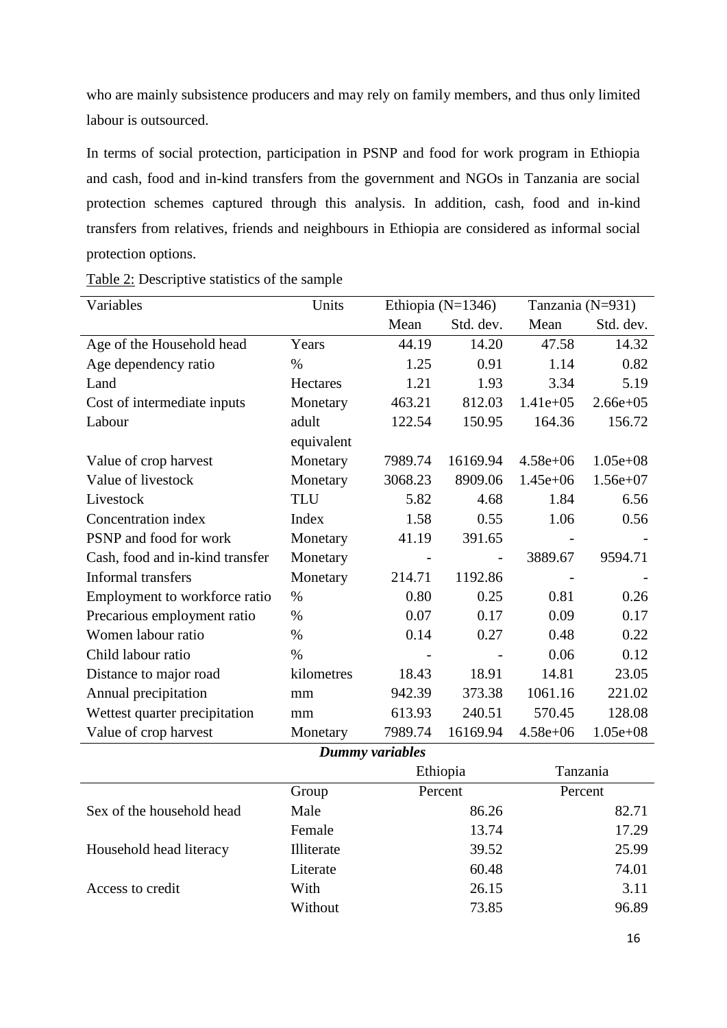who are mainly subsistence producers and may rely on family members, and thus only limited labour is outsourced.

In terms of social protection, participation in PSNP and food for work program in Ethiopia and cash, food and in-kind transfers from the government and NGOs in Tanzania are social protection schemes captured through this analysis. In addition, cash, food and in-kind transfers from relatives, friends and neighbours in Ethiopia are considered as informal social protection options.

Table 2: Descriptive statistics of the sample

| Variables | Units | Ethiopia (N=1346) | | Tanzania (N=931) | |
|---|---|---|---|---|---|
| | | Mean | Std. dev. | Mean | Std. dev. |
| Age of the Household head | Years | 44.19 | 14.20 | 47.58 | 14.32 |
| Age dependency ratio | % | 1.25 | 0.91 | 1.14 | 0.82 |
| Land | Hectares | 1.21 | 1.93 | 3.34 | 5.19 |
| Cost of intermediate inputs | Monetary | 463.21 | 812.03 | 1.41e+05 | 2.66e+05 |
| Labour | adult equivalent | 122.54 | 150.95 | 164.36 | 156.72 |
| Value of crop harvest | Monetary | 7989.74 | 16169.94 | 4.58e+06 | 1.05e+08 |
| Value of livestock | Monetary | 3068.23 | 8909.06 | 1.45e+06 | 1.56e+07 |
| Livestock | TLU | 5.82 | 4.68 | 1.84 | 6.56 |
| Concentration index | Index | 1.58 | 0.55 | 1.06 | 0.56 |
| PSNP and food for work | Monetary | 41.19 | 391.65 | - | - |
| Cash, food and in-kind transfer | Monetary | - | - | 3889.67 | 9594.71 |
| Informal transfers | Monetary | 214.71 | 1192.86 | - | - |
| Employment to workforce ratio | % | 0.80 | 0.25 | 0.81 | 0.26 |
| Precarious employment ratio | % | 0.07 | 0.17 | 0.09 | 0.17 |
| Women labour ratio | % | 0.14 | 0.27 | 0.48 | 0.22 |
| Child labour ratio | % | - | - | 0.06 | 0.12 |
| Distance to major road | kilometres | 18.43 | 18.91 | 14.81 | 23.05 |
| Annual precipitation | mm | 942.39 | 373.38 | 1061.16 | 221.02 |
| Wettest quarter precipitation | mm | 613.93 | 240.51 | 570.45 | 128.08 |
| Value of crop harvest | Monetary | 7989.74 | 16169.94 | 4.58e+06 | 1.05e+08 |
| ***Dummy variables*** | | | | | |
| | | Ethiopia | | Tanzania | |
| | Group | Percent | | Percent | |
| Sex of the household head | Male | 86.26 | | 82.71 | |
| | Female | 13.74 | | 17.29 | |
| Household head literacy | Illiterate | 39.52 | | 25.99 | |
| | Literate | 60.48 | | 74.01 | |
| Access to credit | With | 26.15 | | 3.11 | |
| | Without | 73.85 | | 96.89 | |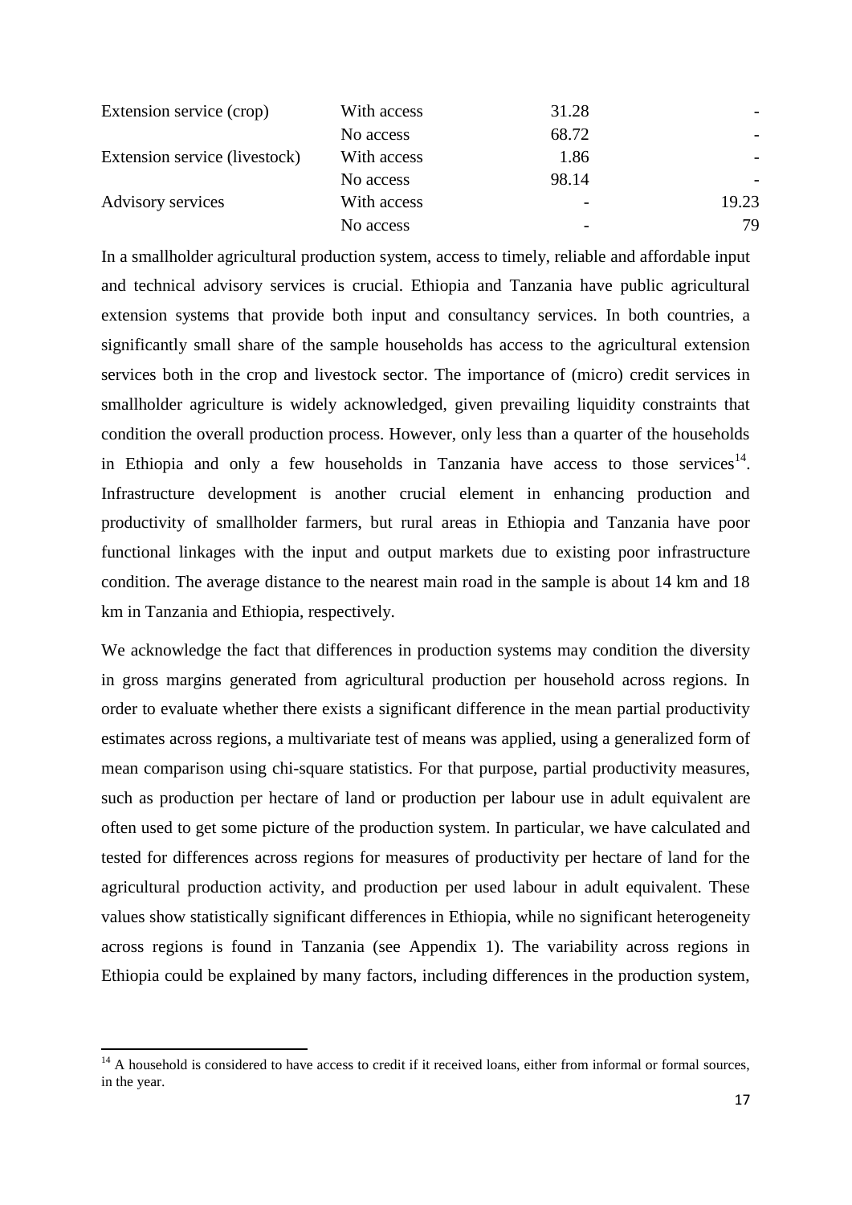| | | | |
|---|---|---|---|
| Extension service (crop) | With access | 31.28 | - |
| | No access | 68.72 | - |
| Extension service (livestock) | With access | 1.86 | - |
| | No access | 98.14 | - |
| Advisory services | With access | - | 19.23 |
| | No access | - | 79 |

In a smallholder agricultural production system, access to timely, reliable and affordable input and technical advisory services is crucial. Ethiopia and Tanzania have public agricultural extension systems that provide both input and consultancy services. In both countries, a significantly small share of the sample households has access to the agricultural extension services both in the crop and livestock sector. The importance of (micro) credit services in smallholder agriculture is widely acknowledged, given prevailing liquidity constraints that condition the overall production process. However, only less than a quarter of the households in Ethiopia and only a few households in Tanzania have access to those services[14]. Infrastructure development is another crucial element in enhancing production and productivity of smallholder farmers, but rural areas in Ethiopia and Tanzania have poor functional linkages with the input and output markets due to existing poor infrastructure condition. The average distance to the nearest main road in the sample is about 14 km and 18 km in Tanzania and Ethiopia, respectively.

We acknowledge the fact that differences in production systems may condition the diversity in gross margins generated from agricultural production per household across regions. In order to evaluate whether there exists a significant difference in the mean partial productivity estimates across regions, a multivariate test of means was applied, using a generalized form of mean comparison using chi-square statistics. For that purpose, partial productivity measures, such as production per hectare of land or production per labour use in adult equivalent are often used to get some picture of the production system. In particular, we have calculated and tested for differences across regions for measures of productivity per hectare of land for the agricultural production activity, and production per used labour in adult equivalent. These values show statistically significant differences in Ethiopia, while no significant heterogeneity across regions is found in Tanzania (see Appendix 1). The variability across regions in Ethiopia could be explained by many factors, including differences in the production system,

[14] A household is considered to have access to credit if it received loans, either from informal or formal sources, in the year.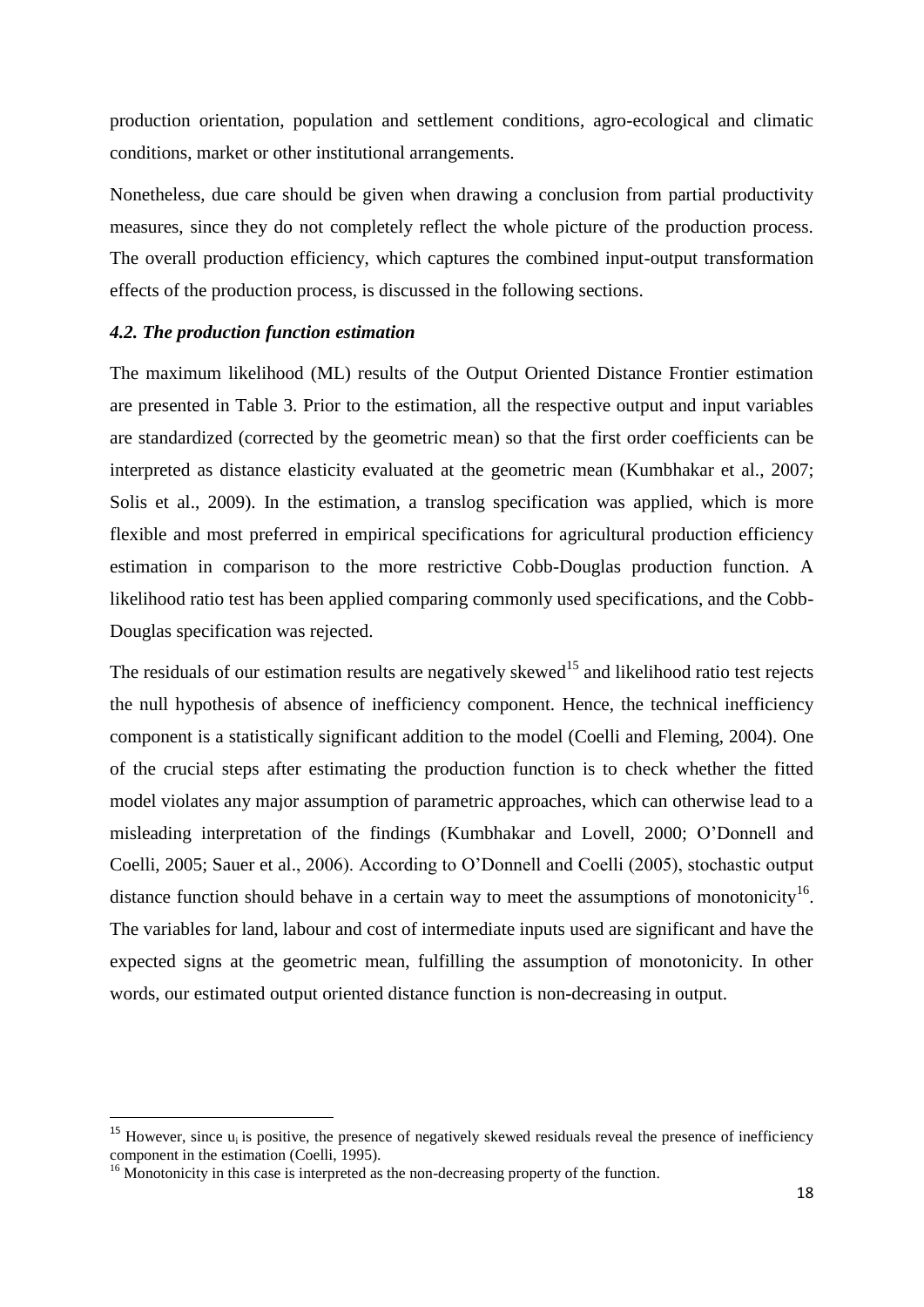production orientation, population and settlement conditions, agro-ecological and climatic conditions, market or other institutional arrangements.

Nonetheless, due care should be given when drawing a conclusion from partial productivity measures, since they do not completely reflect the whole picture of the production process. The overall production efficiency, which captures the combined input-output transformation effects of the production process, is discussed in the following sections.

### *4.2. The production function estimation*

The maximum likelihood (ML) results of the Output Oriented Distance Frontier estimation are presented in Table 3. Prior to the estimation, all the respective output and input variables are standardized (corrected by the geometric mean) so that the first order coefficients can be interpreted as distance elasticity evaluated at the geometric mean (Kumbhakar et al., 2007; Solis et al., 2009). In the estimation, a translog specification was applied, which is more flexible and most preferred in empirical specifications for agricultural production efficiency estimation in comparison to the more restrictive Cobb-Douglas production function. A likelihood ratio test has been applied comparing commonly used specifications, and the Cobb-Douglas specification was rejected.

The residuals of our estimation results are negatively skewed[15] and likelihood ratio test rejects the null hypothesis of absence of inefficiency component. Hence, the technical inefficiency component is a statistically significant addition to the model (Coelli and Fleming, 2004). One of the crucial steps after estimating the production function is to check whether the fitted model violates any major assumption of parametric approaches, which can otherwise lead to a misleading interpretation of the findings (Kumbhakar and Lovell, 2000; O'Donnell and Coelli, 2005; Sauer et al., 2006). According to O'Donnell and Coelli (2005), stochastic output distance function should behave in a certain way to meet the assumptions of monotonicity[16]. The variables for land, labour and cost of intermediate inputs used are significant and have the expected signs at the geometric mean, fulfilling the assumption of monotonicity. In other words, our estimated output oriented distance function is non-decreasing in output.

---

[15] However, since $u_i$ is positive, the presence of negatively skewed residuals reveal the presence of inefficiency component in the estimation (Coelli, 1995).

[16] Monotonicity in this case is interpreted as the non-decreasing property of the function.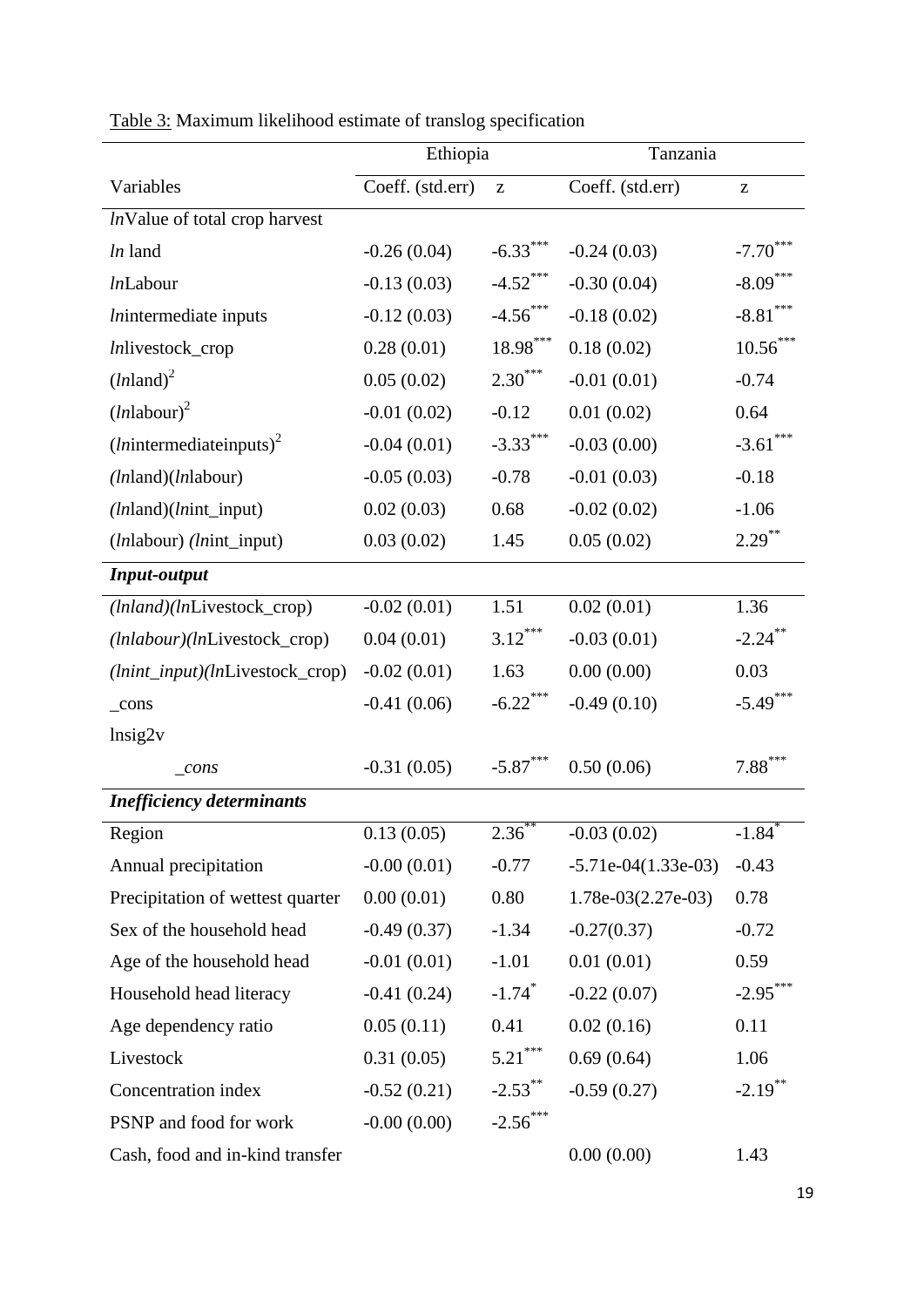Table 3: Maximum likelihood estimate of translog specification

| | Ethiopia | | Tanzania | |
|---|---|---|---|---|
| Variables | Coeff. (std.err) | z | Coeff. (std.err) | z |
| *ln*Value of total crop harvest | | | | |
| *ln* land | -0.26 (0.04) | -6.33*** | -0.24 (0.03) | -7.70*** |
| *ln*Labour | -0.13 (0.03) | -4.52*** | -0.30 (0.04) | -8.09*** |
| *ln*intermediate inputs | -0.12 (0.03) | -4.56*** | -0.18 (0.02) | -8.81*** |
| *ln*livestock_crop | 0.28 (0.01) | 18.98*** | 0.18 (0.02) | 10.56*** |
| $(ln\text{land})^2$ | 0.05 (0.02) | 2.30*** | -0.01 (0.01) | -0.74 |
| $(ln\text{labour})^2$ | -0.01 (0.02) | -0.12 | 0.01 (0.02) | 0.64 |
| $(ln\text{intermediateinputs})^2$ | -0.04 (0.01) | -3.33*** | -0.03 (0.00) | -3.61*** |
| *(ln*land)(*ln*labour) | -0.05 (0.03) | -0.78 | -0.01 (0.03) | -0.18 |
| *(ln*land)(*ln*int_input) | 0.02 (0.03) | 0.68 | -0.02 (0.02) | -1.06 |
| (*ln*labour) (*ln*int_input) | 0.03 (0.02) | 1.45 | 0.05 (0.02) | 2.29** |
| ***Input-output*** | | | | |
| *(lnland)(ln*Livestock_crop) | -0.02 (0.01) | 1.51 | 0.02 (0.01) | 1.36 |
| *(lnlabour)(ln*Livestock_crop) | 0.04 (0.01) | 3.12*** | -0.03 (0.01) | -2.24** |
| *(lnint_input)(ln*Livestock_crop) | -0.02 (0.01) | 1.63 | 0.00 (0.00) | 0.03 |
| _cons | -0.41 (0.06) | -6.22*** | -0.49 (0.10) | -5.49*** |
| lnsig2v | | | | |
| *_cons* | -0.31 (0.05) | -5.87*** | 0.50 (0.06) | 7.88*** |
| ***Inefficiency determinants*** | | | | |
| Region | 0.13 (0.05) | 2.36** | -0.03 (0.02) | -1.84* |
| Annual precipitation | -0.00 (0.01) | -0.77 | -5.71e-04(1.33e-03) | -0.43 |
| Precipitation of wettest quarter | 0.00 (0.01) | 0.80 | 1.78e-03(2.27e-03) | 0.78 |
| Sex of the household head | -0.49 (0.37) | -1.34 | -0.27(0.37) | -0.72 |
| Age of the household head | -0.01 (0.01) | -1.01 | 0.01 (0.01) | 0.59 |
| Household head literacy | -0.41 (0.24) | -1.74* | -0.22 (0.07) | -2.95*** |
| Age dependency ratio | 0.05 (0.11) | 0.41 | 0.02 (0.16) | 0.11 |
| Livestock | 0.31 (0.05) | 5.21*** | 0.69 (0.64) | 1.06 |
| Concentration index | -0.52 (0.21) | -2.53** | -0.59 (0.27) | -2.19** |
| PSNP and food for work | -0.00 (0.00) | -2.56*** | | |
| Cash, food and in-kind transfer | | | 0.00 (0.00) | 1.43 |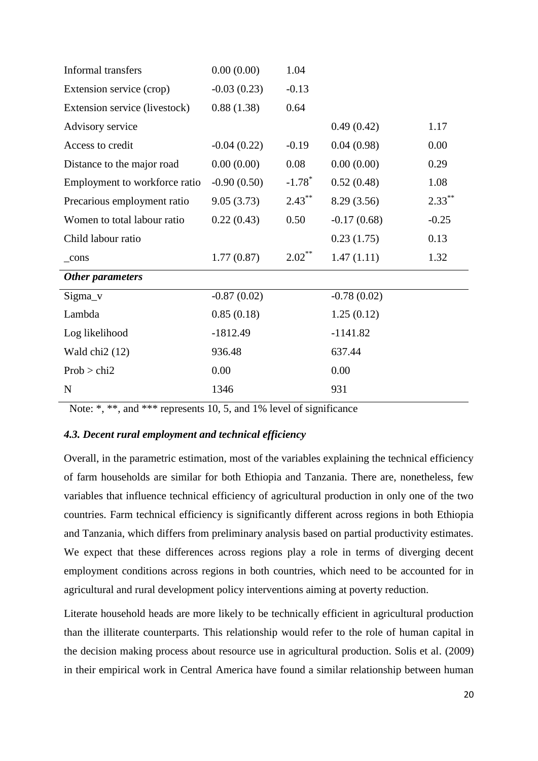| | | | | |
|---|---|---|---|---|
| Informal transfers | 0.00 (0.00) | 1.04 | | |
| Extension service (crop) | -0.03 (0.23) | -0.13 | | |
| Extension service (livestock) | 0.88 (1.38) | 0.64 | | |
| Advisory service | | | 0.49 (0.42) | 1.17 |
| Access to credit | -0.04 (0.22) | -0.19 | 0.04 (0.98) | 0.00 |
| Distance to the major road | 0.00 (0.00) | 0.08 | 0.00 (0.00) | 0.29 |
| Employment to workforce ratio | -0.90 (0.50) | -1.78* | 0.52 (0.48) | 1.08 |
| Precarious employment ratio | 9.05 (3.73) | 2.43** | 8.29 (3.56) | 2.33** |
| Women to total labour ratio | 0.22 (0.43) | 0.50 | -0.17 (0.68) | -0.25 |
| Child labour ratio | | | 0.23 (1.75) | 0.13 |
| _cons | 1.77 (0.87) | 2.02** | 1.47 (1.11) | 1.32 |
| ***Other parameters*** | | | | |
| Sigma_v | -0.87 (0.02) | | -0.78 (0.02) | |
| Lambda | 0.85 (0.18) | | 1.25 (0.12) | |
| Log likelihood | -1812.49 | | -1141.82 | |
| Wald chi2 (12) | 936.48 | | 637.44 | |
| Prob > chi2 | 0.00 | | 0.00 | |
| N | 1346 | | 931 | |

Note: *, **, and *** represents 10, 5, and 1% level of significance

### *4.3. Decent rural employment and technical efficiency*

Overall, in the parametric estimation, most of the variables explaining the technical efficiency of farm households are similar for both Ethiopia and Tanzania. There are, nonetheless, few variables that influence technical efficiency of agricultural production in only one of the two countries. Farm technical efficiency is significantly different across regions in both Ethiopia and Tanzania, which differs from preliminary analysis based on partial productivity estimates. We expect that these differences across regions play a role in terms of diverging decent employment conditions across regions in both countries, which need to be accounted for in agricultural and rural development policy interventions aiming at poverty reduction.

Literate household heads are more likely to be technically efficient in agricultural production than the illiterate counterparts. This relationship would refer to the role of human capital in the decision making process about resource use in agricultural production. Solis et al. (2009) in their empirical work in Central America have found a similar relationship between human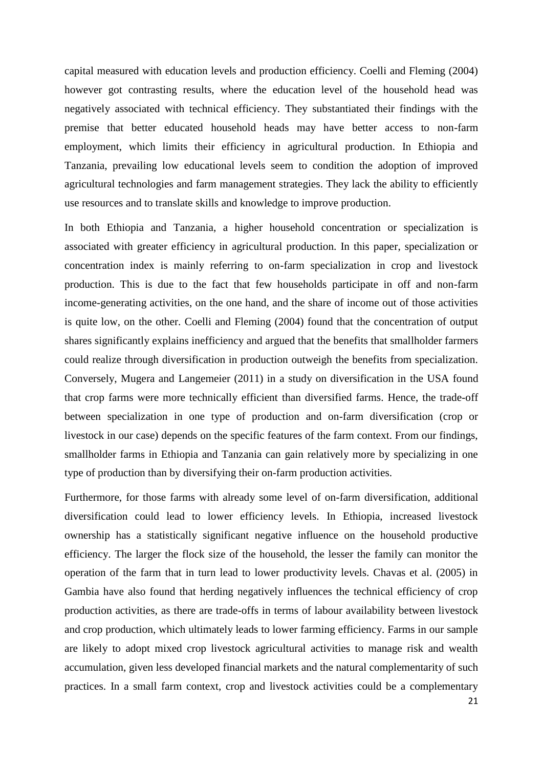capital measured with education levels and production efficiency. Coelli and Fleming (2004) however got contrasting results, where the education level of the household head was negatively associated with technical efficiency. They substantiated their findings with the premise that better educated household heads may have better access to non-farm employment, which limits their efficiency in agricultural production. In Ethiopia and Tanzania, prevailing low educational levels seem to condition the adoption of improved agricultural technologies and farm management strategies. They lack the ability to efficiently use resources and to translate skills and knowledge to improve production.

In both Ethiopia and Tanzania, a higher household concentration or specialization is associated with greater efficiency in agricultural production. In this paper, specialization or concentration index is mainly referring to on-farm specialization in crop and livestock production. This is due to the fact that few households participate in off and non-farm income-generating activities, on the one hand, and the share of income out of those activities is quite low, on the other. Coelli and Fleming (2004) found that the concentration of output shares significantly explains inefficiency and argued that the benefits that smallholder farmers could realize through diversification in production outweigh the benefits from specialization. Conversely, Mugera and Langemeier (2011) in a study on diversification in the USA found that crop farms were more technically efficient than diversified farms. Hence, the trade-off between specialization in one type of production and on-farm diversification (crop or livestock in our case) depends on the specific features of the farm context. From our findings, smallholder farms in Ethiopia and Tanzania can gain relatively more by specializing in one type of production than by diversifying their on-farm production activities.

Furthermore, for those farms with already some level of on-farm diversification, additional diversification could lead to lower efficiency levels. In Ethiopia, increased livestock ownership has a statistically significant negative influence on the household productive efficiency. The larger the flock size of the household, the lesser the family can monitor the operation of the farm that in turn lead to lower productivity levels. Chavas et al. (2005) in Gambia have also found that herding negatively influences the technical efficiency of crop production activities, as there are trade-offs in terms of labour availability between livestock and crop production, which ultimately leads to lower farming efficiency. Farms in our sample are likely to adopt mixed crop livestock agricultural activities to manage risk and wealth accumulation, given less developed financial markets and the natural complementarity of such practices. In a small farm context, crop and livestock activities could be a complementary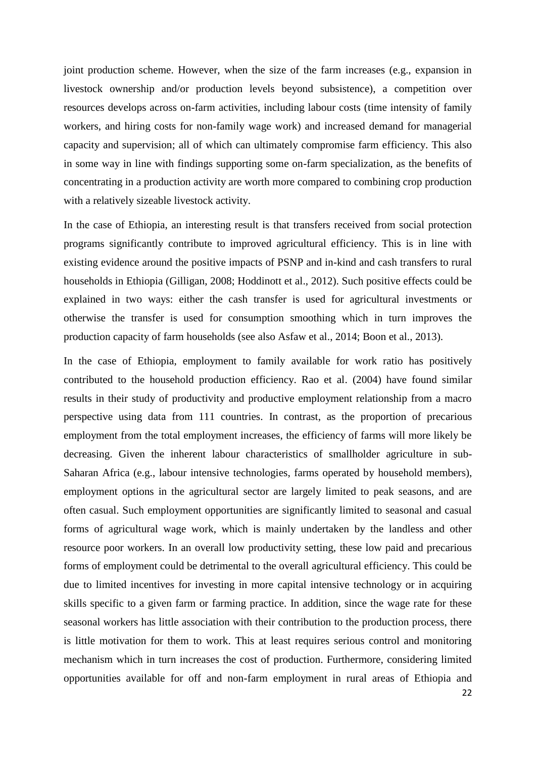joint production scheme. However, when the size of the farm increases (e.g., expansion in livestock ownership and/or production levels beyond subsistence), a competition over resources develops across on-farm activities, including labour costs (time intensity of family workers, and hiring costs for non-family wage work) and increased demand for managerial capacity and supervision; all of which can ultimately compromise farm efficiency. This also in some way in line with findings supporting some on-farm specialization, as the benefits of concentrating in a production activity are worth more compared to combining crop production with a relatively sizeable livestock activity.

In the case of Ethiopia, an interesting result is that transfers received from social protection programs significantly contribute to improved agricultural efficiency. This is in line with existing evidence around the positive impacts of PSNP and in-kind and cash transfers to rural households in Ethiopia (Gilligan, 2008; Hoddinott et al., 2012). Such positive effects could be explained in two ways: either the cash transfer is used for agricultural investments or otherwise the transfer is used for consumption smoothing which in turn improves the production capacity of farm households (see also Asfaw et al., 2014; Boon et al., 2013).

In the case of Ethiopia, employment to family available for work ratio has positively contributed to the household production efficiency. Rao et al. (2004) have found similar results in their study of productivity and productive employment relationship from a macro perspective using data from 111 countries. In contrast, as the proportion of precarious employment from the total employment increases, the efficiency of farms will more likely be decreasing. Given the inherent labour characteristics of smallholder agriculture in sub-Saharan Africa (e.g., labour intensive technologies, farms operated by household members), employment options in the agricultural sector are largely limited to peak seasons, and are often casual. Such employment opportunities are significantly limited to seasonal and casual forms of agricultural wage work, which is mainly undertaken by the landless and other resource poor workers. In an overall low productivity setting, these low paid and precarious forms of employment could be detrimental to the overall agricultural efficiency. This could be due to limited incentives for investing in more capital intensive technology or in acquiring skills specific to a given farm or farming practice. In addition, since the wage rate for these seasonal workers has little association with their contribution to the production process, there is little motivation for them to work. This at least requires serious control and monitoring mechanism which in turn increases the cost of production. Furthermore, considering limited opportunities available for off and non-farm employment in rural areas of Ethiopia and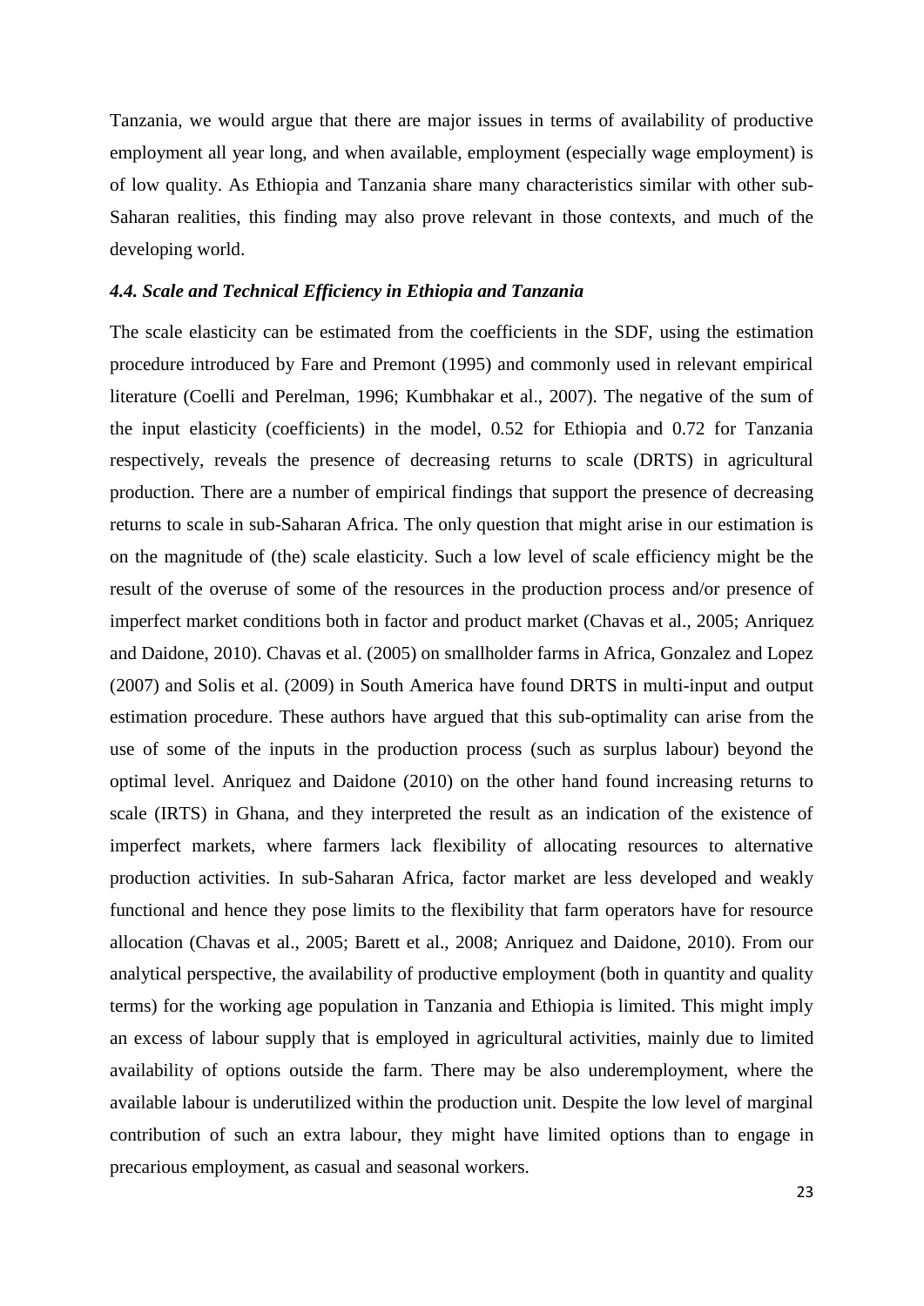Tanzania, we would argue that there are major issues in terms of availability of productive employment all year long, and when available, employment (especially wage employment) is of low quality. As Ethiopia and Tanzania share many characteristics similar with other sub-Saharan realities, this finding may also prove relevant in those contexts, and much of the developing world.

#### *4.4. Scale and Technical Efficiency in Ethiopia and Tanzania*

The scale elasticity can be estimated from the coefficients in the SDF, using the estimation procedure introduced by Fare and Premont (1995) and commonly used in relevant empirical literature (Coelli and Perelman, 1996; Kumbhakar et al., 2007). The negative of the sum of the input elasticity (coefficients) in the model, 0.52 for Ethiopia and 0.72 for Tanzania respectively, reveals the presence of decreasing returns to scale (DRTS) in agricultural production. There are a number of empirical findings that support the presence of decreasing returns to scale in sub-Saharan Africa. The only question that might arise in our estimation is on the magnitude of (the) scale elasticity. Such a low level of scale efficiency might be the result of the overuse of some of the resources in the production process and/or presence of imperfect market conditions both in factor and product market (Chavas et al., 2005; Anriquez and Daidone, 2010). Chavas et al. (2005) on smallholder farms in Africa, Gonzalez and Lopez (2007) and Solis et al. (2009) in South America have found DRTS in multi-input and output estimation procedure. These authors have argued that this sub-optimality can arise from the use of some of the inputs in the production process (such as surplus labour) beyond the optimal level. Anriquez and Daidone (2010) on the other hand found increasing returns to scale (IRTS) in Ghana, and they interpreted the result as an indication of the existence of imperfect markets, where farmers lack flexibility of allocating resources to alternative production activities. In sub-Saharan Africa, factor market are less developed and weakly functional and hence they pose limits to the flexibility that farm operators have for resource allocation (Chavas et al., 2005; Barett et al., 2008; Anriquez and Daidone, 2010). From our analytical perspective, the availability of productive employment (both in quantity and quality terms) for the working age population in Tanzania and Ethiopia is limited. This might imply an excess of labour supply that is employed in agricultural activities, mainly due to limited availability of options outside the farm. There may be also underemployment, where the available labour is underutilized within the production unit. Despite the low level of marginal contribution of such an extra labour, they might have limited options than to engage in precarious employment, as casual and seasonal workers.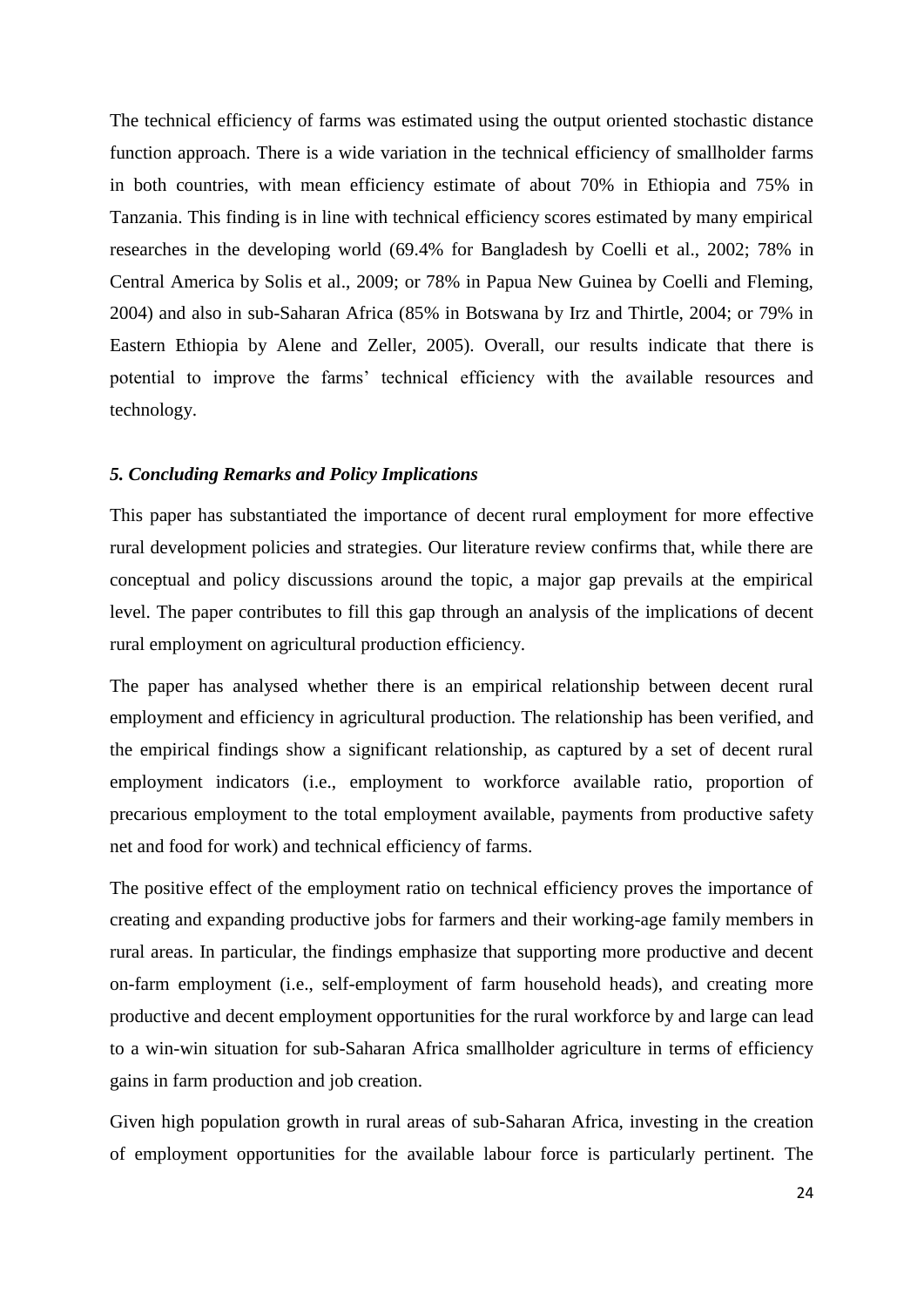The technical efficiency of farms was estimated using the output oriented stochastic distance function approach. There is a wide variation in the technical efficiency of smallholder farms in both countries, with mean efficiency estimate of about 70% in Ethiopia and 75% in Tanzania. This finding is in line with technical efficiency scores estimated by many empirical researches in the developing world (69.4% for Bangladesh by Coelli et al., 2002; 78% in Central America by Solis et al., 2009; or 78% in Papua New Guinea by Coelli and Fleming, 2004) and also in sub-Saharan Africa (85% in Botswana by Irz and Thirtle, 2004; or 79% in Eastern Ethiopia by Alene and Zeller, 2005). Overall, our results indicate that there is potential to improve the farms' technical efficiency with the available resources and technology.

### *5. Concluding Remarks and Policy Implications*

This paper has substantiated the importance of decent rural employment for more effective rural development policies and strategies. Our literature review confirms that, while there are conceptual and policy discussions around the topic, a major gap prevails at the empirical level. The paper contributes to fill this gap through an analysis of the implications of decent rural employment on agricultural production efficiency.

The paper has analysed whether there is an empirical relationship between decent rural employment and efficiency in agricultural production. The relationship has been verified, and the empirical findings show a significant relationship, as captured by a set of decent rural employment indicators (i.e., employment to workforce available ratio, proportion of precarious employment to the total employment available, payments from productive safety net and food for work) and technical efficiency of farms.

The positive effect of the employment ratio on technical efficiency proves the importance of creating and expanding productive jobs for farmers and their working-age family members in rural areas. In particular, the findings emphasize that supporting more productive and decent on-farm employment (i.e., self-employment of farm household heads), and creating more productive and decent employment opportunities for the rural workforce by and large can lead to a win-win situation for sub-Saharan Africa smallholder agriculture in terms of efficiency gains in farm production and job creation.

Given high population growth in rural areas of sub-Saharan Africa, investing in the creation of employment opportunities for the available labour force is particularly pertinent. The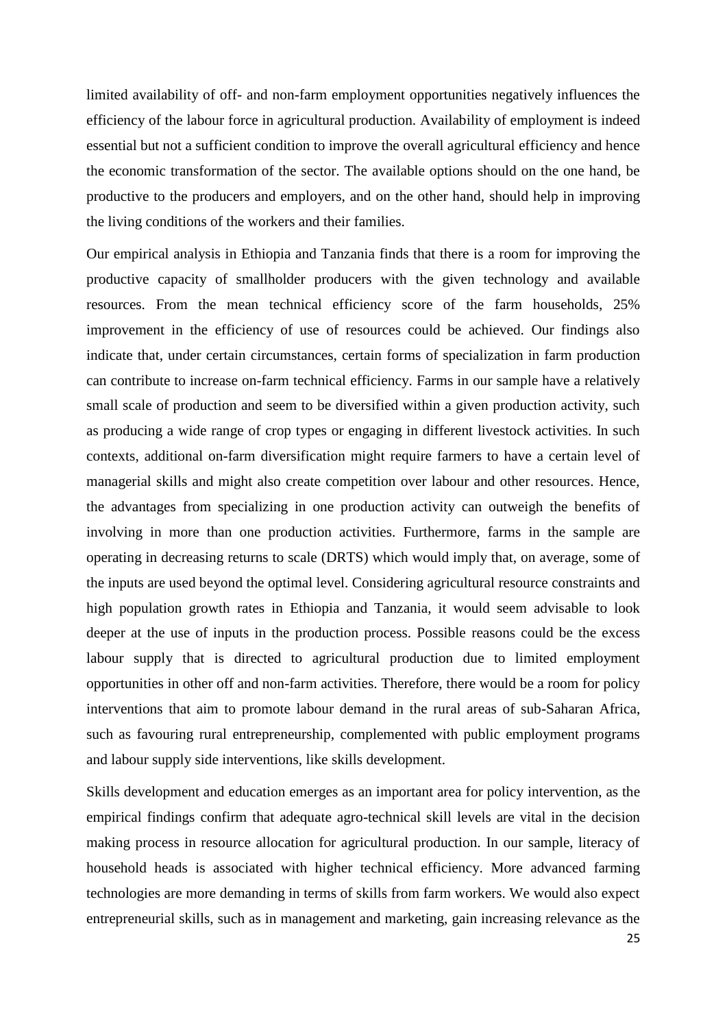limited availability of off- and non-farm employment opportunities negatively influences the efficiency of the labour force in agricultural production. Availability of employment is indeed essential but not a sufficient condition to improve the overall agricultural efficiency and hence the economic transformation of the sector. The available options should on the one hand, be productive to the producers and employers, and on the other hand, should help in improving the living conditions of the workers and their families.

Our empirical analysis in Ethiopia and Tanzania finds that there is a room for improving the productive capacity of smallholder producers with the given technology and available resources. From the mean technical efficiency score of the farm households, 25% improvement in the efficiency of use of resources could be achieved. Our findings also indicate that, under certain circumstances, certain forms of specialization in farm production can contribute to increase on-farm technical efficiency. Farms in our sample have a relatively small scale of production and seem to be diversified within a given production activity, such as producing a wide range of crop types or engaging in different livestock activities. In such contexts, additional on-farm diversification might require farmers to have a certain level of managerial skills and might also create competition over labour and other resources. Hence, the advantages from specializing in one production activity can outweigh the benefits of involving in more than one production activities. Furthermore, farms in the sample are operating in decreasing returns to scale (DRTS) which would imply that, on average, some of the inputs are used beyond the optimal level. Considering agricultural resource constraints and high population growth rates in Ethiopia and Tanzania, it would seem advisable to look deeper at the use of inputs in the production process. Possible reasons could be the excess labour supply that is directed to agricultural production due to limited employment opportunities in other off and non-farm activities. Therefore, there would be a room for policy interventions that aim to promote labour demand in the rural areas of sub-Saharan Africa, such as favouring rural entrepreneurship, complemented with public employment programs and labour supply side interventions, like skills development.

Skills development and education emerges as an important area for policy intervention, as the empirical findings confirm that adequate agro-technical skill levels are vital in the decision making process in resource allocation for agricultural production. In our sample, literacy of household heads is associated with higher technical efficiency. More advanced farming technologies are more demanding in terms of skills from farm workers. We would also expect entrepreneurial skills, such as in management and marketing, gain increasing relevance as the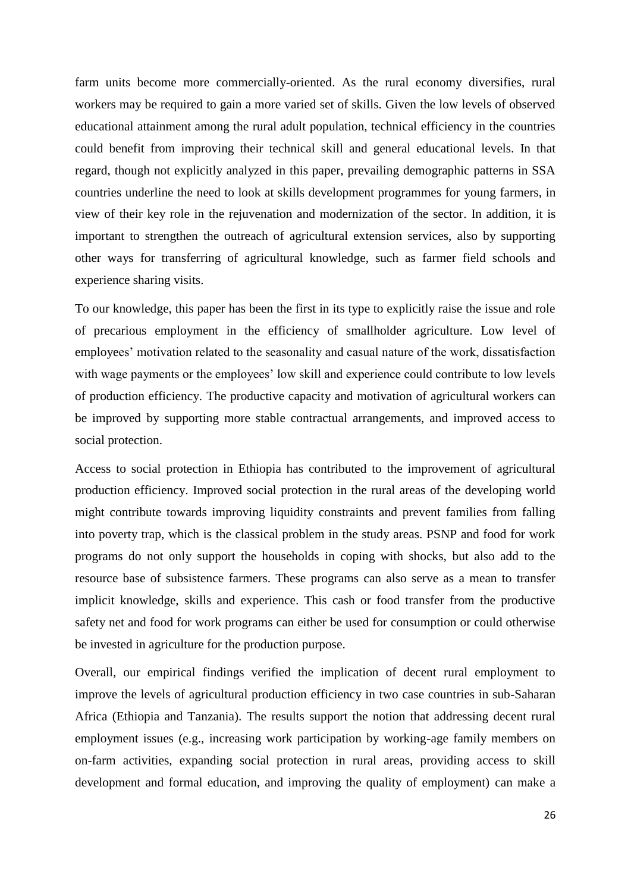farm units become more commercially-oriented. As the rural economy diversifies, rural workers may be required to gain a more varied set of skills. Given the low levels of observed educational attainment among the rural adult population, technical efficiency in the countries could benefit from improving their technical skill and general educational levels. In that regard, though not explicitly analyzed in this paper, prevailing demographic patterns in SSA countries underline the need to look at skills development programmes for young farmers, in view of their key role in the rejuvenation and modernization of the sector. In addition, it is important to strengthen the outreach of agricultural extension services, also by supporting other ways for transferring of agricultural knowledge, such as farmer field schools and experience sharing visits.

To our knowledge, this paper has been the first in its type to explicitly raise the issue and role of precarious employment in the efficiency of smallholder agriculture. Low level of employees' motivation related to the seasonality and casual nature of the work, dissatisfaction with wage payments or the employees' low skill and experience could contribute to low levels of production efficiency. The productive capacity and motivation of agricultural workers can be improved by supporting more stable contractual arrangements, and improved access to social protection.

Access to social protection in Ethiopia has contributed to the improvement of agricultural production efficiency. Improved social protection in the rural areas of the developing world might contribute towards improving liquidity constraints and prevent families from falling into poverty trap, which is the classical problem in the study areas. PSNP and food for work programs do not only support the households in coping with shocks, but also add to the resource base of subsistence farmers. These programs can also serve as a mean to transfer implicit knowledge, skills and experience. This cash or food transfer from the productive safety net and food for work programs can either be used for consumption or could otherwise be invested in agriculture for the production purpose.

Overall, our empirical findings verified the implication of decent rural employment to improve the levels of agricultural production efficiency in two case countries in sub-Saharan Africa (Ethiopia and Tanzania). The results support the notion that addressing decent rural employment issues (e.g., increasing work participation by working-age family members on on-farm activities, expanding social protection in rural areas, providing access to skill development and formal education, and improving the quality of employment) can make a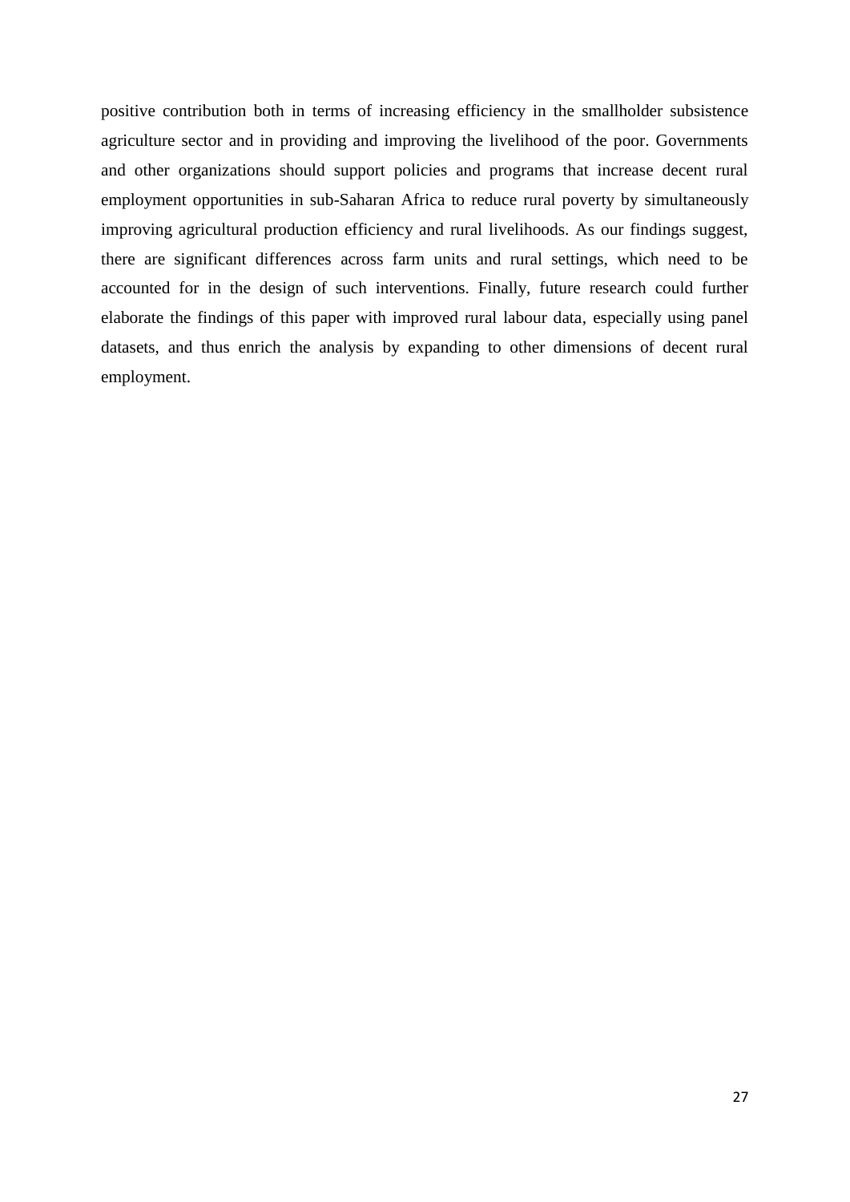positive contribution both in terms of increasing efficiency in the smallholder subsistence agriculture sector and in providing and improving the livelihood of the poor. Governments and other organizations should support policies and programs that increase decent rural employment opportunities in sub-Saharan Africa to reduce rural poverty by simultaneously improving agricultural production efficiency and rural livelihoods. As our findings suggest, there are significant differences across farm units and rural settings, which need to be accounted for in the design of such interventions. Finally, future research could further elaborate the findings of this paper with improved rural labour data, especially using panel datasets, and thus enrich the analysis by expanding to other dimensions of decent rural employment.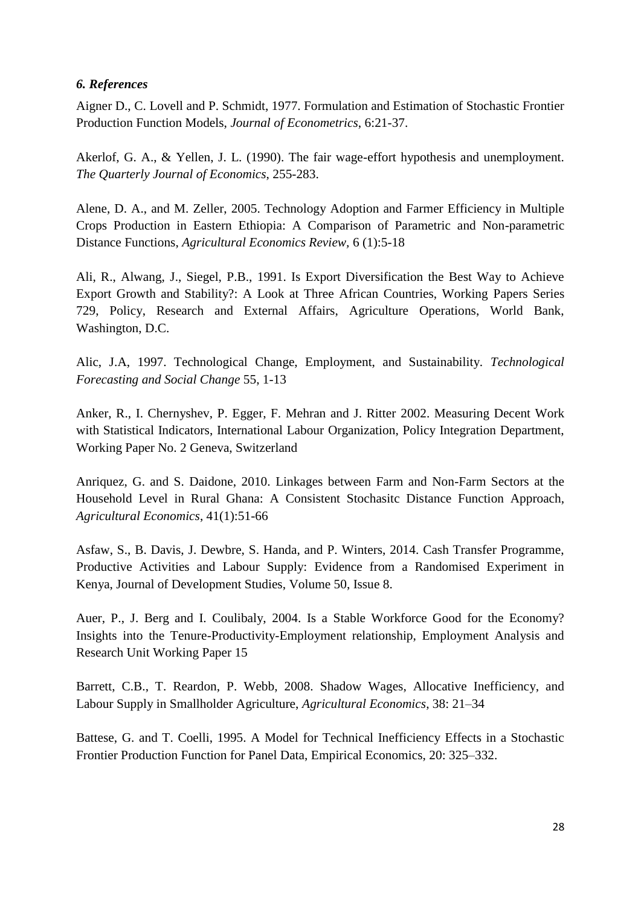### *6. References*

Aigner D., C. Lovell and P. Schmidt, 1977. Formulation and Estimation of Stochastic Frontier Production Function Models, *Journal of Econometrics*, 6:21-37.

Akerlof, G. A., & Yellen, J. L. (1990). The fair wage-effort hypothesis and unemployment. *The Quarterly Journal of Economics*, 255-283.

Alene, D. A., and M. Zeller, 2005. Technology Adoption and Farmer Efficiency in Multiple Crops Production in Eastern Ethiopia: A Comparison of Parametric and Non-parametric Distance Functions, *Agricultural Economics Review,* 6 (1):5-18

Ali, R., Alwang, J., Siegel, P.B., 1991. Is Export Diversification the Best Way to Achieve Export Growth and Stability?: A Look at Three African Countries, Working Papers Series 729, Policy, Research and External Affairs, Agriculture Operations, World Bank, Washington, D.C.

Alic, J.A, 1997. Technological Change, Employment, and Sustainability. *Technological Forecasting and Social Change* 55, 1-13

Anker, R., I. Chernyshev, P. Egger, F. Mehran and J. Ritter 2002. Measuring Decent Work with Statistical Indicators, International Labour Organization, Policy Integration Department, Working Paper No. 2 Geneva, Switzerland

Anriquez, G. and S. Daidone, 2010. Linkages between Farm and Non-Farm Sectors at the Household Level in Rural Ghana: A Consistent Stochasitc Distance Function Approach, *Agricultural Economics*, 41(1):51-66

Asfaw, S., B. Davis, J. Dewbre, S. Handa, and P. Winters, 2014. Cash Transfer Programme, Productive Activities and Labour Supply: Evidence from a Randomised Experiment in Kenya, Journal of Development Studies, Volume 50, Issue 8.

Auer, P., J. Berg and I. Coulibaly, 2004. Is a Stable Workforce Good for the Economy? Insights into the Tenure-Productivity-Employment relationship, Employment Analysis and Research Unit Working Paper 15

Barrett, C.B., T. Reardon, P. Webb, 2008. Shadow Wages, Allocative Inefficiency, and Labour Supply in Smallholder Agriculture, *Agricultural Economics*, 38: 21–34

Battese, G. and T. Coelli, 1995. A Model for Technical Inefficiency Effects in a Stochastic Frontier Production Function for Panel Data, Empirical Economics, 20: 325–332.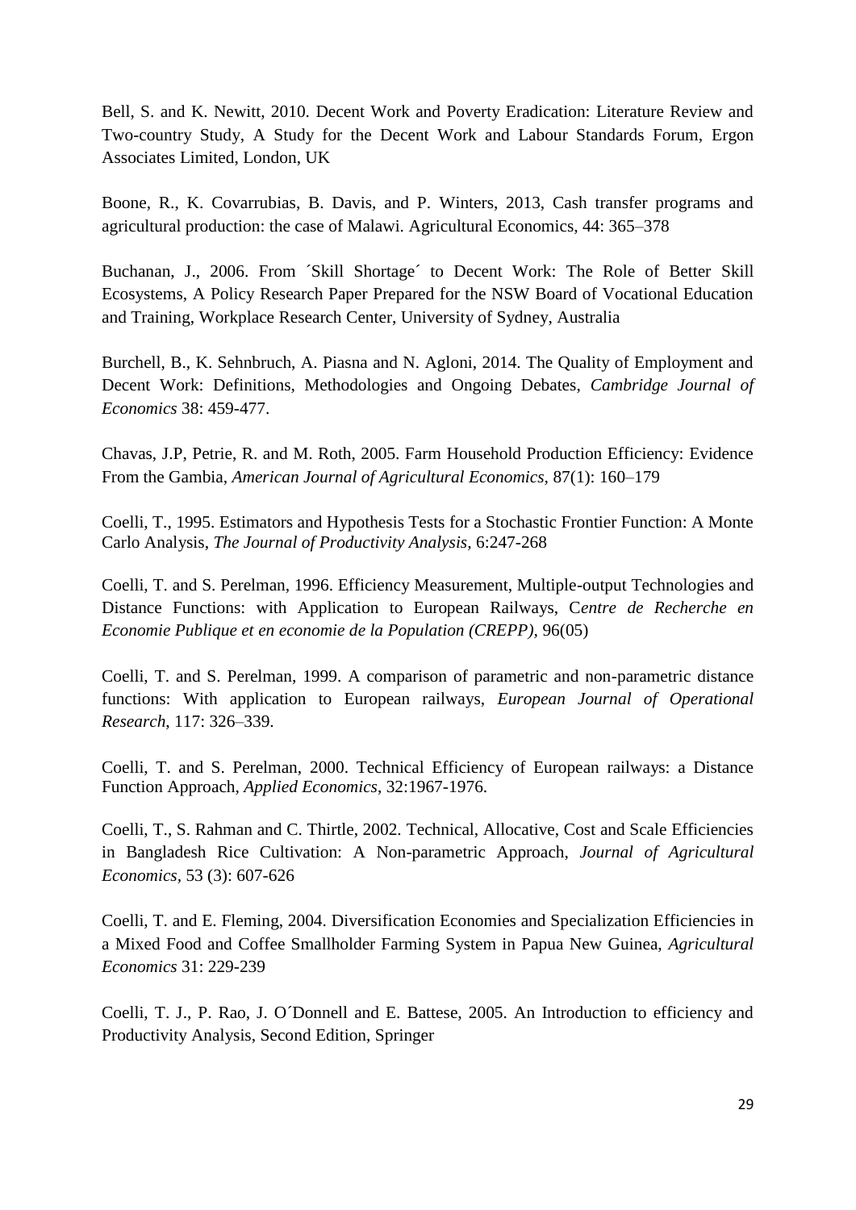Bell, S. and K. Newitt, 2010. Decent Work and Poverty Eradication: Literature Review and Two-country Study, A Study for the Decent Work and Labour Standards Forum, Ergon Associates Limited, London, UK

Boone, R., K. Covarrubias, B. Davis, and P. Winters, 2013, Cash transfer programs and agricultural production: the case of Malawi. Agricultural Economics, 44: 365–378

Buchanan, J., 2006. From ´Skill Shortage´ to Decent Work: The Role of Better Skill Ecosystems, A Policy Research Paper Prepared for the NSW Board of Vocational Education and Training, Workplace Research Center, University of Sydney, Australia

Burchell, B., K. Sehnbruch, A. Piasna and N. Agloni, 2014. The Quality of Employment and Decent Work: Definitions, Methodologies and Ongoing Debates, *Cambridge Journal of Economics* 38: 459-477.

Chavas, J.P, Petrie, R. and M. Roth, 2005. Farm Household Production Efficiency: Evidence From the Gambia, *American Journal of Agricultural Economics*, 87(1): 160–179

Coelli, T., 1995. Estimators and Hypothesis Tests for a Stochastic Frontier Function: A Monte Carlo Analysis, *The Journal of Productivity Analysis,* 6:247-268

Coelli, T. and S. Perelman, 1996. Efficiency Measurement, Multiple-output Technologies and Distance Functions: with Application to European Railways, C*entre de Recherche en Economie Publique et en economie de la Population (CREPP)*, 96(05)

Coelli, T. and S. Perelman, 1999. A comparison of parametric and non-parametric distance functions: With application to European railways, *European Journal of Operational Research*, 117: 326–339.

Coelli, T. and S. Perelman, 2000. Technical Efficiency of European railways: a Distance Function Approach, *Applied Economics*, 32:1967-1976.

Coelli, T., S. Rahman and C. Thirtle, 2002. Technical, Allocative, Cost and Scale Efficiencies in Bangladesh Rice Cultivation: A Non-parametric Approach, *Journal of Agricultural Economics*, 53 (3): 607-626

Coelli, T. and E. Fleming, 2004. Diversification Economies and Specialization Efficiencies in a Mixed Food and Coffee Smallholder Farming System in Papua New Guinea, *Agricultural Economics* 31: 229-239

Coelli, T. J., P. Rao, J. O´Donnell and E. Battese, 2005. An Introduction to efficiency and Productivity Analysis, Second Edition, Springer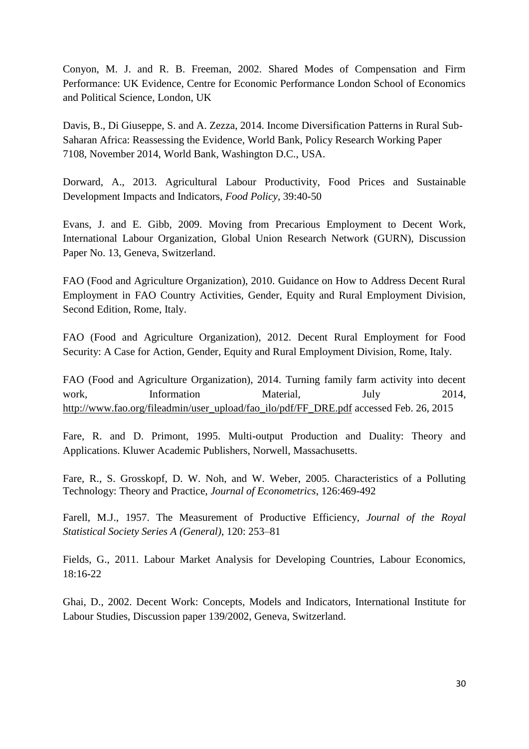Conyon, M. J. and R. B. Freeman, 2002. Shared Modes of Compensation and Firm Performance: UK Evidence, Centre for Economic Performance London School of Economics and Political Science, London, UK

Davis, B., Di Giuseppe, S. and A. Zezza, 2014. Income Diversification Patterns in Rural Sub-Saharan Africa: Reassessing the Evidence, World Bank, Policy Research Working Paper 7108, November 2014, World Bank, Washington D.C., USA.

Dorward, A., 2013. Agricultural Labour Productivity, Food Prices and Sustainable Development Impacts and Indicators, *Food Policy*, 39:40-50

Evans, J. and E. Gibb, 2009. Moving from Precarious Employment to Decent Work, International Labour Organization, Global Union Research Network (GURN), Discussion Paper No. 13, Geneva, Switzerland.

FAO (Food and Agriculture Organization), 2010. Guidance on How to Address Decent Rural Employment in FAO Country Activities, Gender, Equity and Rural Employment Division, Second Edition, Rome, Italy.

FAO (Food and Agriculture Organization), 2012. Decent Rural Employment for Food Security: A Case for Action, Gender, Equity and Rural Employment Division, Rome, Italy.

FAO (Food and Agriculture Organization), 2014. Turning family farm activity into decent work, Information Material, July 2014, http://www.fao.org/fileadmin/user_upload/fao_ilo/pdf/FF_DRE.pdf accessed Feb. 26, 2015

Fare, R. and D. Primont, 1995. Multi-output Production and Duality: Theory and Applications. Kluwer Academic Publishers, Norwell, Massachusetts.

Fare, R., S. Grosskopf, D. W. Noh, and W. Weber, 2005. Characteristics of a Polluting Technology: Theory and Practice, *Journal of Econometrics*, 126:469-492

Farell, M.J., 1957. The Measurement of Productive Efficiency, *Journal of the Royal Statistical Society Series A (General)*, 120: 253–81

Fields, G., 2011. Labour Market Analysis for Developing Countries, Labour Economics, 18:16-22

Ghai, D., 2002. Decent Work: Concepts, Models and Indicators, International Institute for Labour Studies, Discussion paper 139/2002, Geneva, Switzerland.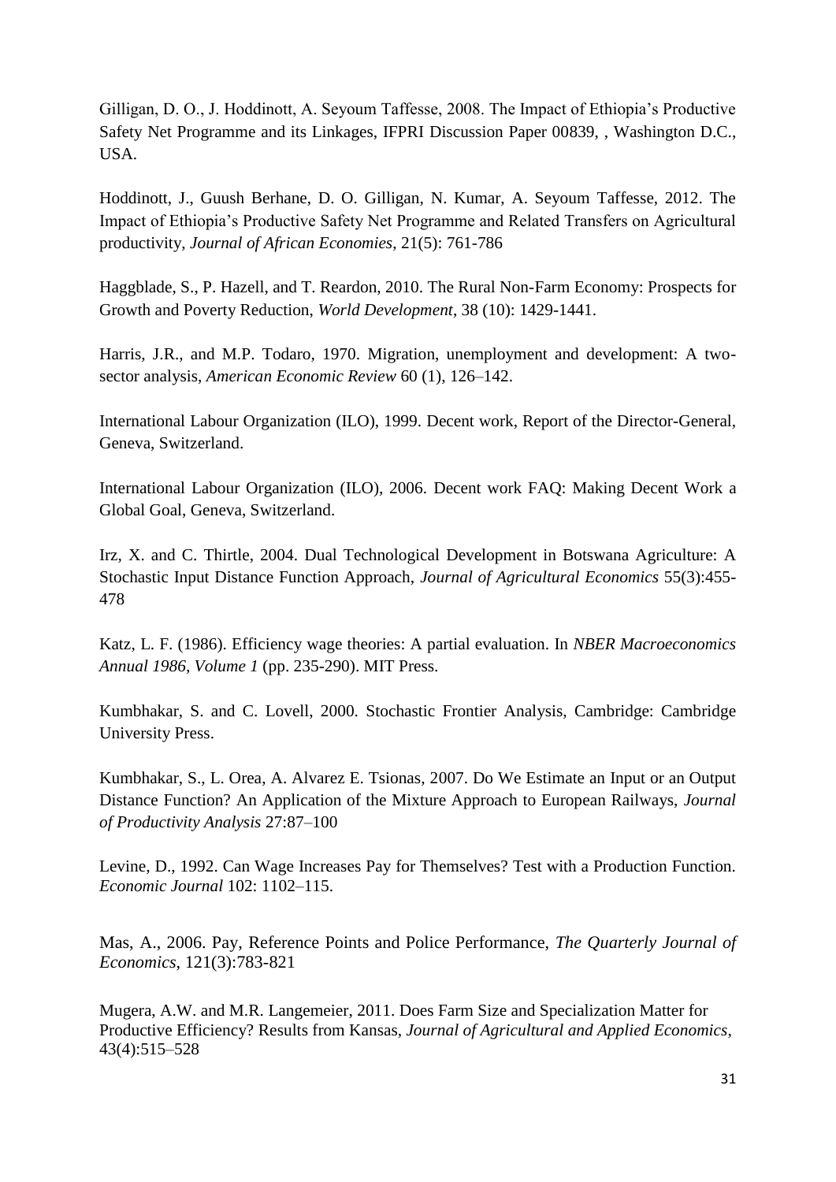Gilligan, D. O., J. Hoddinott, A. Seyoum Taffesse, 2008. The Impact of Ethiopia's Productive Safety Net Programme and its Linkages, IFPRI Discussion Paper 00839, , Washington D.C., USA.

Hoddinott, J., Guush Berhane, D. O. Gilligan, N. Kumar, A. Seyoum Taffesse, 2012. The Impact of Ethiopia's Productive Safety Net Programme and Related Transfers on Agricultural productivity, *Journal of African Economies*, 21(5): 761-786

Haggblade, S., P. Hazell, and T. Reardon, 2010. The Rural Non-Farm Economy: Prospects for Growth and Poverty Reduction, *World Development*, 38 (10): 1429-1441.

Harris, J.R., and M.P. Todaro, 1970. Migration, unemployment and development: A two-sector analysis, *American Economic Review* 60 (1), 126–142.

International Labour Organization (ILO), 1999. Decent work, Report of the Director-General, Geneva, Switzerland.

International Labour Organization (ILO), 2006. Decent work FAQ: Making Decent Work a Global Goal, Geneva, Switzerland.

Irz, X. and C. Thirtle, 2004. Dual Technological Development in Botswana Agriculture: A Stochastic Input Distance Function Approach, *Journal of Agricultural Economics* 55(3):455-478

Katz, L. F. (1986). Efficiency wage theories: A partial evaluation. In *NBER Macroeconomics Annual 1986, Volume 1* (pp. 235-290). MIT Press.

Kumbhakar, S. and C. Lovell, 2000. Stochastic Frontier Analysis, Cambridge: Cambridge University Press.

Kumbhakar, S., L. Orea, A. Alvarez E. Tsionas, 2007. Do We Estimate an Input or an Output Distance Function? An Application of the Mixture Approach to European Railways, *Journal of Productivity Analysis* 27:87–100

Levine, D., 1992. Can Wage Increases Pay for Themselves? Test with a Production Function. *Economic Journal* 102: 1102–115.

Mas, A., 2006. Pay, Reference Points and Police Performance, *The Quarterly Journal of Economics*, 121(3):783-821

Mugera, A.W. and M.R. Langemeier, 2011. Does Farm Size and Specialization Matter for Productive Efficiency? Results from Kansas, *Journal of Agricultural and Applied Economics*, 43(4):515–528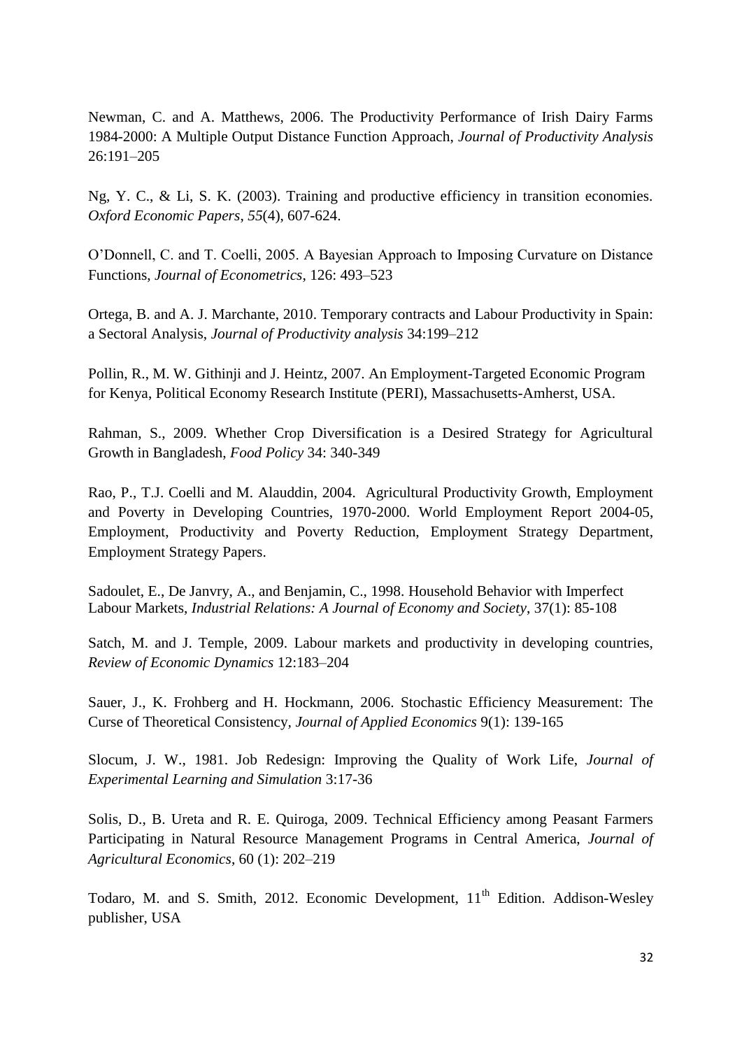Newman, C. and A. Matthews, 2006. The Productivity Performance of Irish Dairy Farms 1984-2000: A Multiple Output Distance Function Approach, *Journal of Productivity Analysis* 26:191–205

Ng, Y. C., & Li, S. K. (2003). Training and productive efficiency in transition economies. *Oxford Economic Papers*, *55*(4), 607-624.

O'Donnell, C. and T. Coelli, 2005. A Bayesian Approach to Imposing Curvature on Distance Functions, *Journal of Econometrics*, 126: 493–523

Ortega, B. and A. J. Marchante, 2010. Temporary contracts and Labour Productivity in Spain: a Sectoral Analysis, *Journal of Productivity analysis* 34:199–212

Pollin, R., M. W. Githinji and J. Heintz, 2007. An Employment-Targeted Economic Program for Kenya, Political Economy Research Institute (PERI), Massachusetts-Amherst, USA.

Rahman, S., 2009. Whether Crop Diversification is a Desired Strategy for Agricultural Growth in Bangladesh, *Food Policy* 34: 340-349

Rao, P., T.J. Coelli and M. Alauddin, 2004. Agricultural Productivity Growth, Employment and Poverty in Developing Countries, 1970-2000. World Employment Report 2004-05, Employment, Productivity and Poverty Reduction, Employment Strategy Department, Employment Strategy Papers.

Sadoulet, E., De Janvry, A., and Benjamin, C., 1998. Household Behavior with Imperfect Labour Markets, *Industrial Relations: A Journal of Economy and Society*, 37(1): 85-108

Satch, M. and J. Temple, 2009. Labour markets and productivity in developing countries, *Review of Economic Dynamics* 12:183–204

Sauer, J., K. Frohberg and H. Hockmann, 2006. Stochastic Efficiency Measurement: The Curse of Theoretical Consistency, *Journal of Applied Economics* 9(1): 139-165

Slocum, J. W., 1981. Job Redesign: Improving the Quality of Work Life, *Journal of Experimental Learning and Simulation* 3:17-36

Solis, D., B. Ureta and R. E. Quiroga, 2009. Technical Efficiency among Peasant Farmers Participating in Natural Resource Management Programs in Central America, *Journal of Agricultural Economics*, 60 (1): 202–219

Todaro, M. and S. Smith, 2012. Economic Development, 11th Edition. Addison-Wesley publisher, USA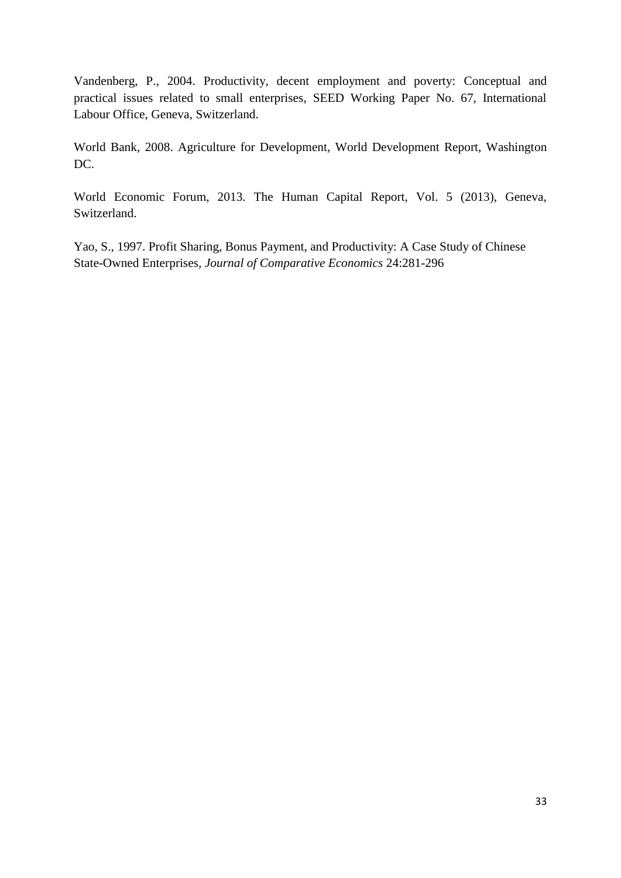Vandenberg, P., 2004. Productivity, decent employment and poverty: Conceptual and practical issues related to small enterprises, SEED Working Paper No. 67, International Labour Office, Geneva, Switzerland.

World Bank, 2008. Agriculture for Development, World Development Report, Washington DC.

World Economic Forum, 2013. The Human Capital Report, Vol. 5 (2013), Geneva, Switzerland.

Yao, S., 1997. Profit Sharing, Bonus Payment, and Productivity: A Case Study of Chinese State-Owned Enterprises, *Journal of Comparative Economics* 24:281-296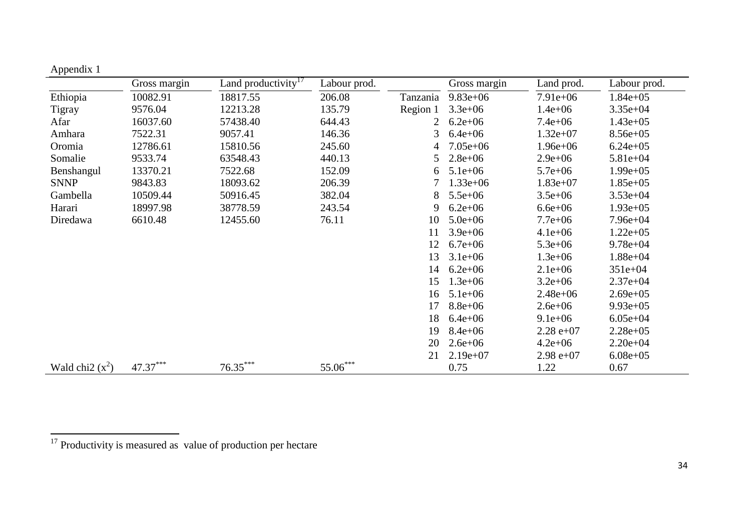Appendix 1

| | Gross margin | Land productivity[17] | Labour prod. | | Gross margin | Land prod. | Labour prod. |
|---|---|---|---|---|---|---|---|
| Ethiopia | 10082.91 | 18817.55 | 206.08 | Tanzania | 9.83e+06 | 7.91e+06 | 1.84e+05 |
| Tigray | 9576.04 | 12213.28 | 135.79 | Region 1 | 3.3e+06 | 1.4e+06 | 3.35e+04 |
| Afar | 16037.60 | 57438.40 | 644.43 | 2 | 6.2e+06 | 7.4e+06 | 1.43e+05 |
| Amhara | 7522.31 | 9057.41 | 146.36 | 3 | 6.4e+06 | 1.32e+07 | 8.56e+05 |
| Oromia | 12786.61 | 15810.56 | 245.60 | 4 | 7.05e+06 | 1.96e+06 | 6.24e+05 |
| Somalie | 9533.74 | 63548.43 | 440.13 | 5 | 2.8e+06 | 2.9e+06 | 5.81e+04 |
| Benshangul | 13370.21 | 7522.68 | 152.09 | 6 | 5.1e+06 | 5.7e+06 | 1.99e+05 |
| SNNP | 9843.83 | 18093.62 | 206.39 | 7 | 1.33e+06 | 1.83e+07 | 1.85e+05 |
| Gambella | 10509.44 | 50916.45 | 382.04 | 8 | 5.5e+06 | 3.5e+06 | 3.53e+04 |
| Harari | 18997.98 | 38778.59 | 243.54 | 9 | 6.2e+06 | 6.6e+06 | 1.93e+05 |
| Diredawa | 6610.48 | 12455.60 | 76.11 | 10 | 5.0e+06 | 7.7e+06 | 7.96e+04 |
| | | | | 11 | 3.9e+06 | 4.1e+06 | 1.22e+05 |
| | | | | 12 | 6.7e+06 | 5.3e+06 | 9.78e+04 |
| | | | | 13 | 3.1e+06 | 1.3e+06 | 1.88e+04 |
| | | | | 14 | 6.2e+06 | 2.1e+06 | 351e+04 |
| | | | | 15 | 1.3e+06 | 3.2e+06 | 2.37e+04 |
| | | | | 16 | 5.1e+06 | 2.48e+06 | 2.69e+05 |
| | | | | 17 | 8.8e+06 | 2.6e+06 | 9.93e+05 |
| | | | | 18 | 6.4e+06 | 9.1e+06 | 6.05e+04 |
| | | | | 19 | 8.4e+06 | 2.28 e+07 | 2.28e+05 |
| | | | | 20 | 2.6e+06 | 4.2e+06 | 2.20e+04 |
| | | | | 21 | 2.19e+07 | 2.98 e+07 | 6.08e+05 |
| Wald chi2 ($x^2$) | $47.37^{***}$ | $76.35^{***}$ | $55.06^{***}$ | | 0.75 | 1.22 | 0.67 |

[17] Productivity is measured as value of production per hectare